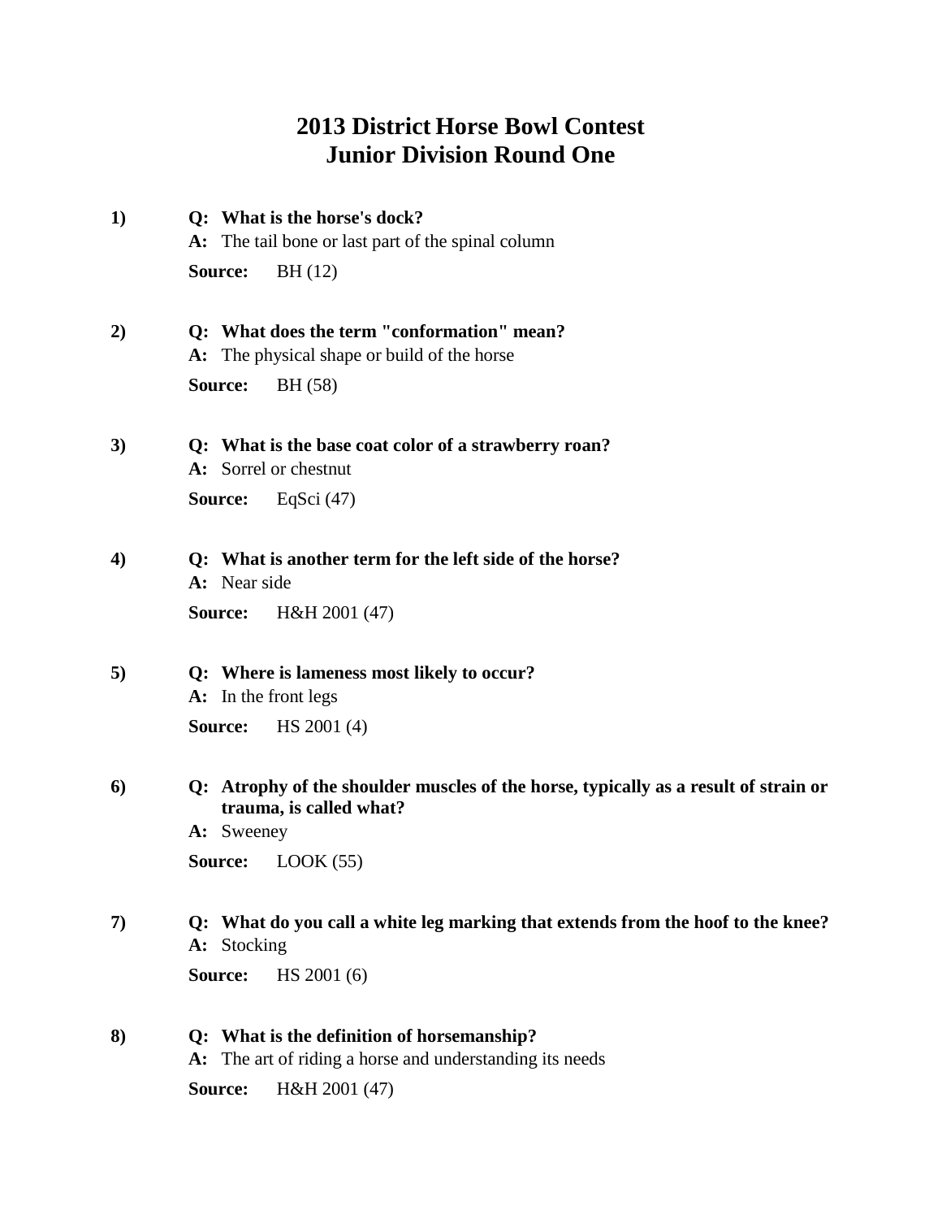# 2013 District Horse Bowl Contest
# Junior Division Round One

**1)** **Q: What is the horse's dock?**
**A:** The tail bone or last part of the spinal column
**Source:** BH (12)

**2)** **Q: What does the term "conformation" mean?**
**A:** The physical shape or build of the horse
**Source:** BH (58)

**3)** **Q: What is the base coat color of a strawberry roan?**
**A:** Sorrel or chestnut
**Source:** EqSci (47)

**4)** **Q: What is another term for the left side of the horse?**
**A:** Near side
**Source:** H&H 2001 (47)

**5)** **Q: Where is lameness most likely to occur?**
**A:** In the front legs
**Source:** HS 2001 (4)

**6)** **Q: Atrophy of the shoulder muscles of the horse, typically as a result of strain or trauma, is called what?**
**A:** Sweeney
**Source:** LOOK (55)

**7)** **Q: What do you call a white leg marking that extends from the hoof to the knee?**
**A:** Stocking
**Source:** HS 2001 (6)

**8)** **Q: What is the definition of horsemanship?**
**A:** The art of riding a horse and understanding its needs
**Source:** H&H 2001 (47)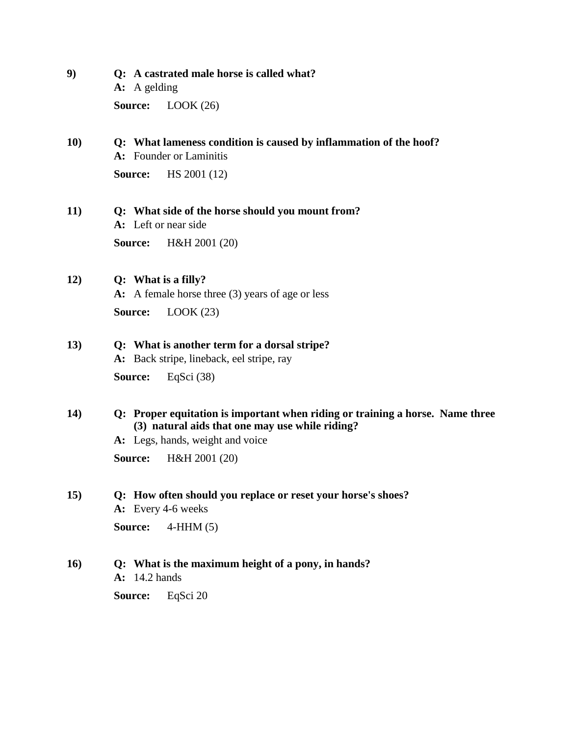**9)** **Q: A castrated male horse is called what?**
**A:** A gelding
**Source:** LOOK (26)

**10)** **Q: What lameness condition is caused by inflammation of the hoof?**
**A:** Founder or Laminitis
**Source:** HS 2001 (12)

**11)** **Q: What side of the horse should you mount from?**
**A:** Left or near side
**Source:** H&H 2001 (20)

**12)** **Q: What is a filly?**
**A:** A female horse three (3) years of age or less
**Source:** LOOK (23)

**13)** **Q: What is another term for a dorsal stripe?**
**A:** Back stripe, lineback, eel stripe, ray
**Source:** EqSci (38)

**14)** **Q: Proper equitation is important when riding or training a horse. Name three (3) natural aids that one may use while riding?**
**A:** Legs, hands, weight and voice
**Source:** H&H 2001 (20)

**15)** **Q: How often should you replace or reset your horse's shoes?**
**A:** Every 4-6 weeks
**Source:** 4-HHM (5)

**16)** **Q: What is the maximum height of a pony, in hands?**
**A:** 14.2 hands
**Source:** EqSci 20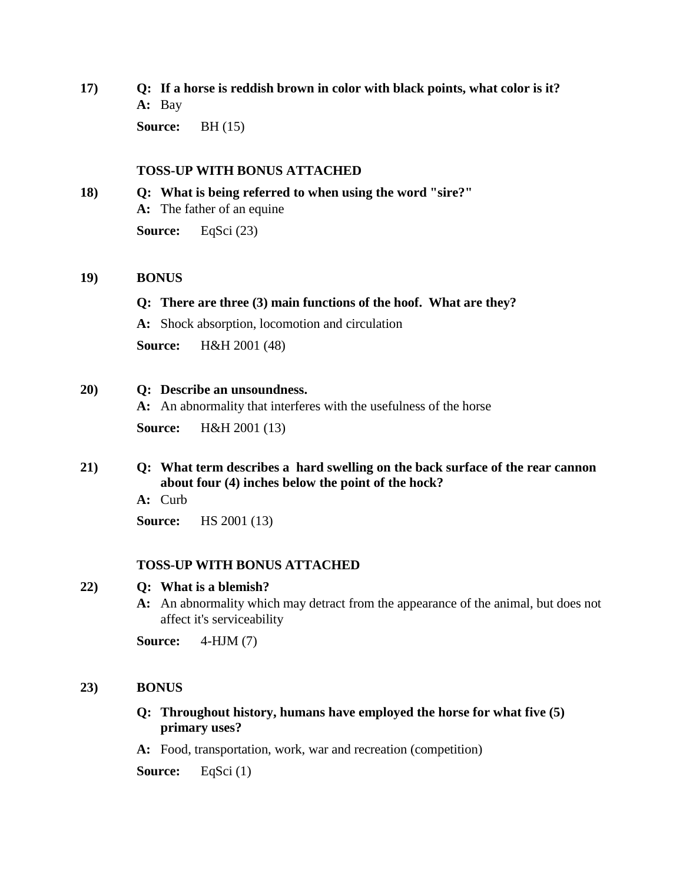**17)** **Q: If a horse is reddish brown in color with black points, what color is it?**
**A:** Bay

**Source:** BH (15)

**TOSS-UP WITH BONUS ATTACHED**

**18)** **Q: What is being referred to when using the word "sire?"**
**A:** The father of an equine

**Source:** EqSci (23)

**19)** **BONUS**

**Q: There are three (3) main functions of the hoof. What are they?**

**A:** Shock absorption, locomotion and circulation

**Source:** H&H 2001 (48)

**20)** **Q: Describe an unsoundness.**
**A:** An abnormality that interferes with the usefulness of the horse

**Source:** H&H 2001 (13)

**21)** **Q: What term describes a hard swelling on the back surface of the rear cannon about four (4) inches below the point of the hock?**
**A:** Curb

**Source:** HS 2001 (13)

**TOSS-UP WITH BONUS ATTACHED**

**22)** **Q: What is a blemish?**
**A:** An abnormality which may detract from the appearance of the animal, but does not affect it's serviceability

**Source:** 4-HJM (7)

**23)** **BONUS**

**Q: Throughout history, humans have employed the horse for what five (5) primary uses?**

**A:** Food, transportation, work, war and recreation (competition)

**Source:** EqSci (1)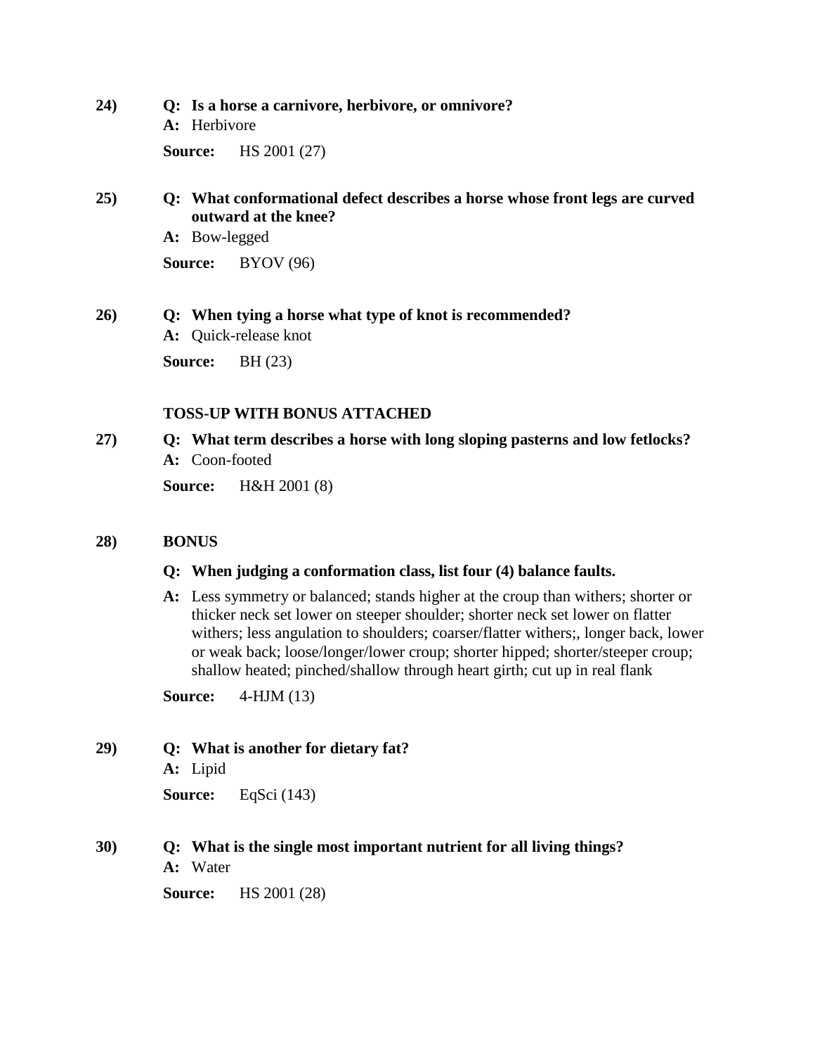**24)** **Q: Is a horse a carnivore, herbivore, or omnivore?**

**A:** Herbivore

**Source:** HS 2001 (27)

**25)** **Q: What conformational defect describes a horse whose front legs are curved outward at the knee?**

**A:** Bow-legged

**Source:** BYOV (96)

**26)** **Q: When tying a horse what type of knot is recommended?**

**A:** Quick-release knot

**Source:** BH (23)

**TOSS-UP WITH BONUS ATTACHED**

**27)** **Q: What term describes a horse with long sloping pasterns and low fetlocks?**

**A:** Coon-footed

**Source:** H&H 2001 (8)

**28)** **BONUS**

**Q: When judging a conformation class, list four (4) balance faults.**

**A:** Less symmetry or balanced; stands higher at the croup than withers; shorter or thicker neck set lower on steeper shoulder; shorter neck set lower on flatter withers; less angulation to shoulders; coarser/flatter withers;, longer back, lower or weak back; loose/longer/lower croup; shorter hipped; shorter/steeper croup; shallow heated; pinched/shallow through heart girth; cut up in real flank

**Source:** 4-HJM (13)

**29)** **Q: What is another for dietary fat?**

**A:** Lipid

**Source:** EqSci (143)

**30)** **Q: What is the single most important nutrient for all living things?**

**A:** Water

**Source:** HS 2001 (28)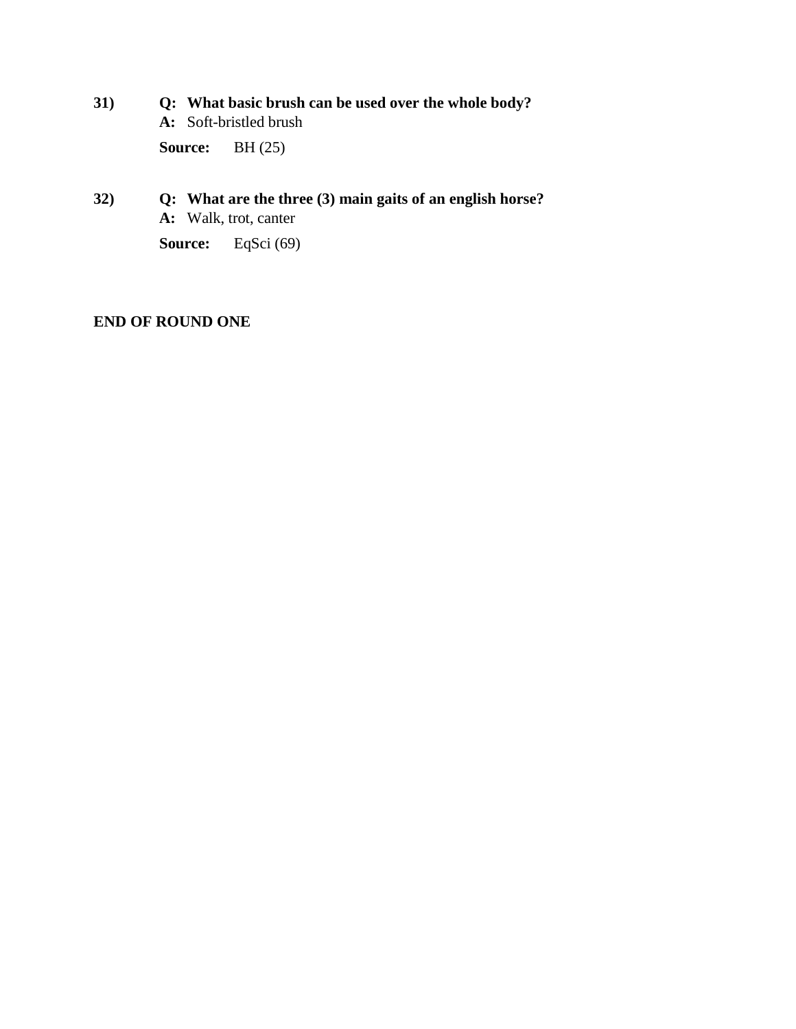**31)** **Q: What basic brush can be used over the whole body?**
**A:** Soft-bristled brush

**Source:** BH (25)

**32)** **Q: What are the three (3) main gaits of an english horse?**
**A:** Walk, trot, canter

**Source:** EqSci (69)

**END OF ROUND ONE**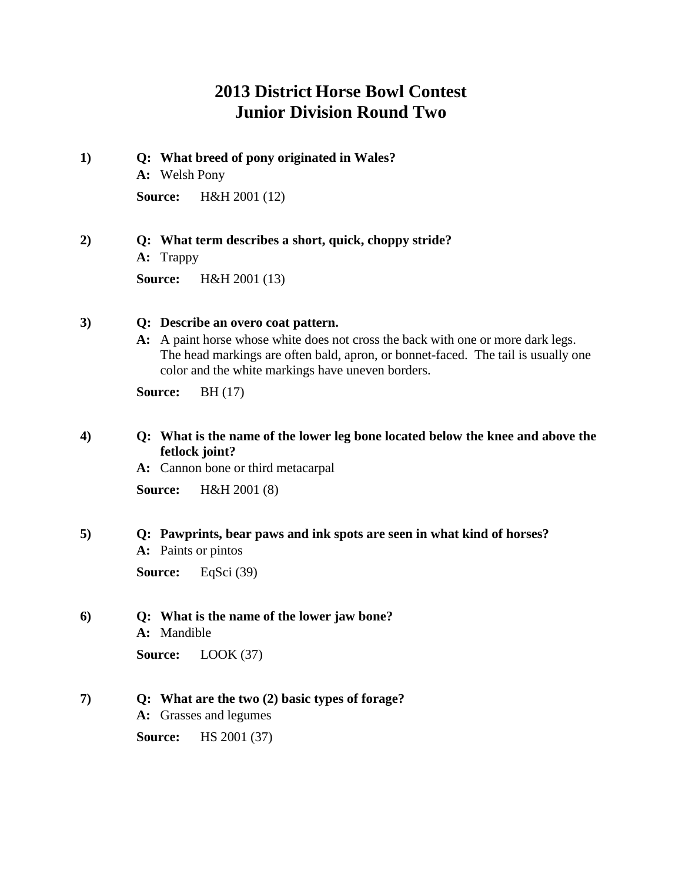# 2013 District Horse Bowl Contest
# Junior Division Round Two

1) **Q: What breed of pony originated in Wales?**
   **A:** Welsh Pony
   **Source:** H&H 2001 (12)

2) **Q: What term describes a short, quick, choppy stride?**
   **A:** Trappy
   **Source:** H&H 2001 (13)

3) **Q: Describe an overo coat pattern.**
   **A:** A paint horse whose white does not cross the back with one or more dark legs. The head markings are often bald, apron, or bonnet-faced. The tail is usually one color and the white markings have uneven borders.
   **Source:** BH (17)

4) **Q: What is the name of the lower leg bone located below the knee and above the fetlock joint?**
   **A:** Cannon bone or third metacarpal
   **Source:** H&H 2001 (8)

5) **Q: Pawprints, bear paws and ink spots are seen in what kind of horses?**
   **A:** Paints or pintos
   **Source:** EqSci (39)

6) **Q: What is the name of the lower jaw bone?**
   **A:** Mandible
   **Source:** LOOK (37)

7) **Q: What are the two (2) basic types of forage?**
   **A:** Grasses and legumes
   **Source:** HS 2001 (37)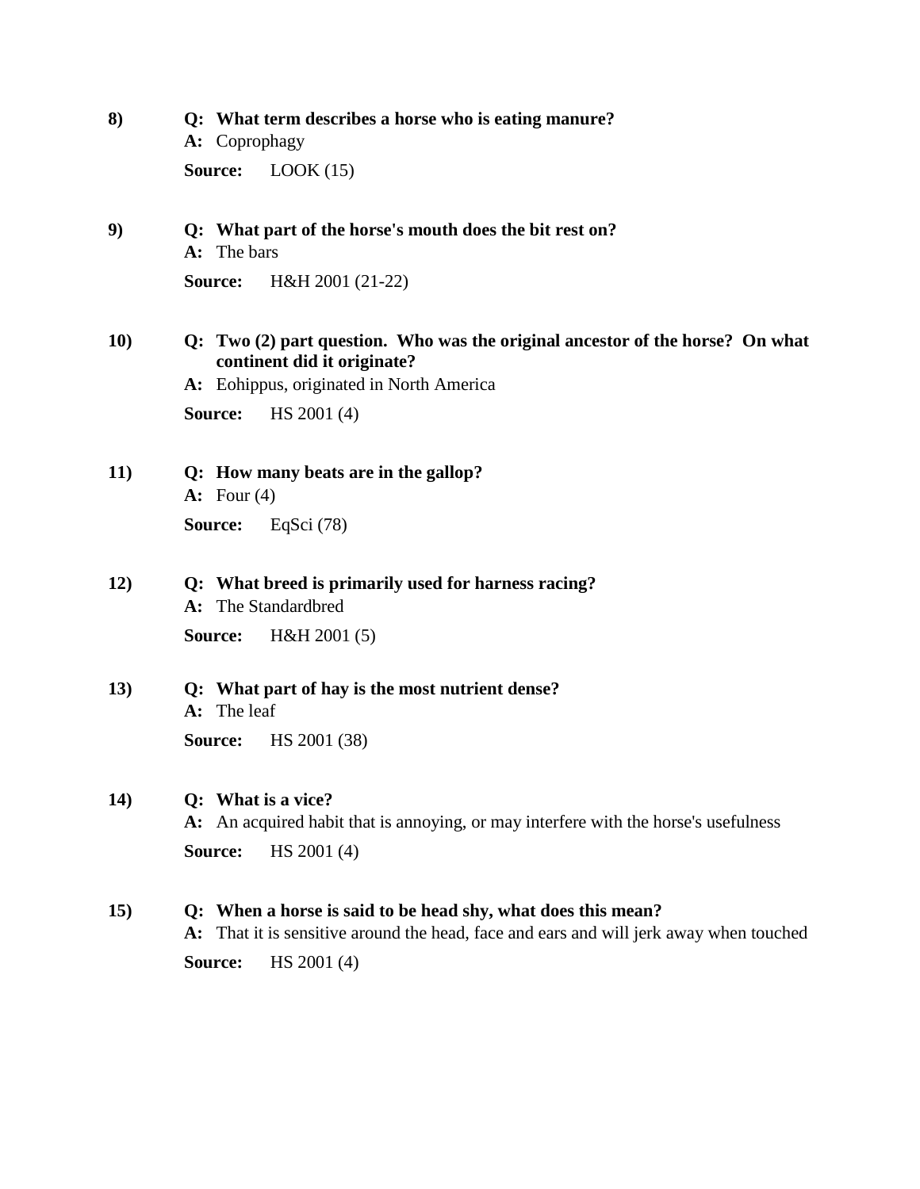**8)** **Q: What term describes a horse who is eating manure?**
**A:** Coprophagy
**Source:** LOOK (15)

**9)** **Q: What part of the horse's mouth does the bit rest on?**
**A:** The bars
**Source:** H&H 2001 (21-22)

**10)** **Q: Two (2) part question. Who was the original ancestor of the horse? On what continent did it originate?**
**A:** Eohippus, originated in North America
**Source:** HS 2001 (4)

**11)** **Q: How many beats are in the gallop?**
**A:** Four (4)
**Source:** EqSci (78)

**12)** **Q: What breed is primarily used for harness racing?**
**A:** The Standardbred
**Source:** H&H 2001 (5)

**13)** **Q: What part of hay is the most nutrient dense?**
**A:** The leaf
**Source:** HS 2001 (38)

**14)** **Q: What is a vice?**
**A:** An acquired habit that is annoying, or may interfere with the horse's usefulness
**Source:** HS 2001 (4)

**15)** **Q: When a horse is said to be head shy, what does this mean?**
**A:** That it is sensitive around the head, face and ears and will jerk away when touched
**Source:** HS 2001 (4)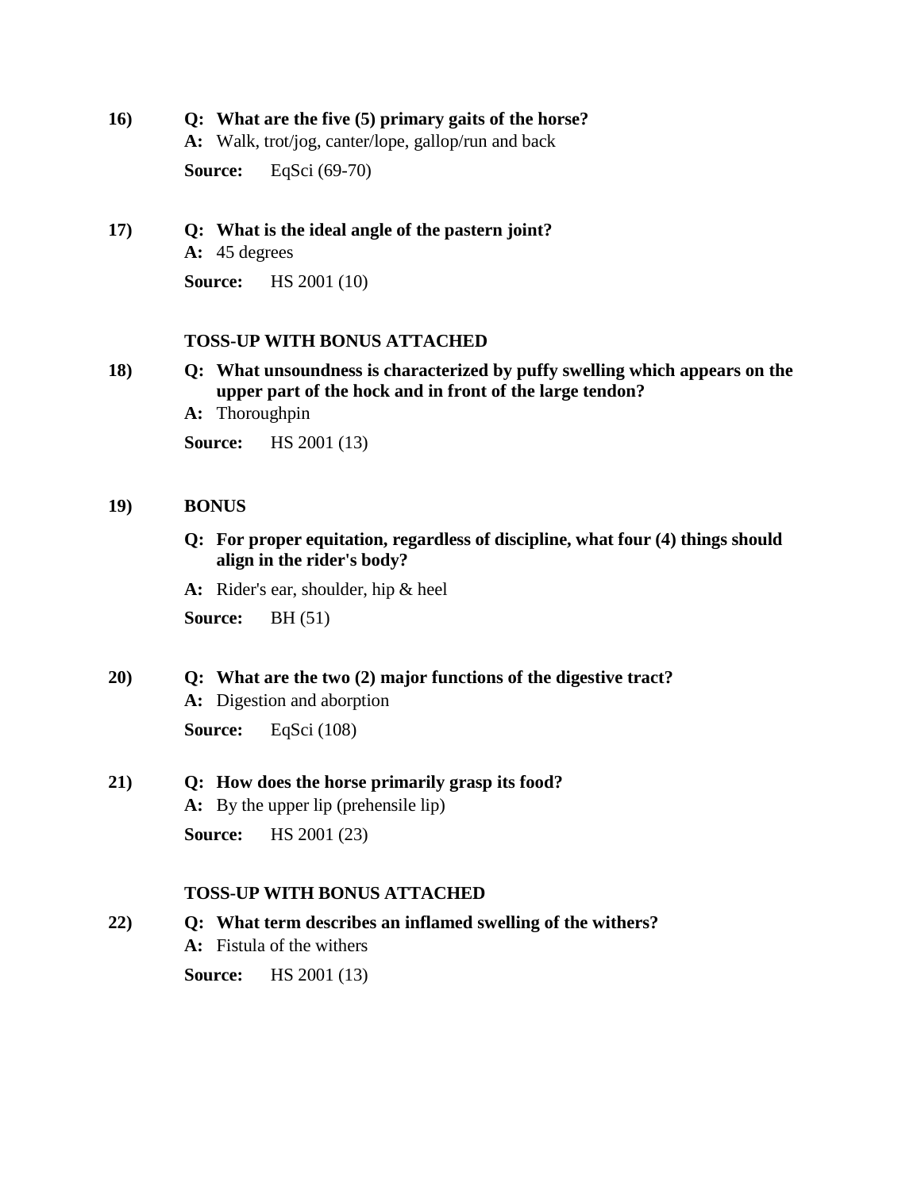**16)** **Q: What are the five (5) primary gaits of the horse?**
**A:** Walk, trot/jog, canter/lope, gallop/run and back
**Source:** EqSci (69-70)

**17)** **Q: What is the ideal angle of the pastern joint?**
**A:** 45 degrees
**Source:** HS 2001 (10)

**TOSS-UP WITH BONUS ATTACHED**

**18)** **Q: What unsoundness is characterized by puffy swelling which appears on the upper part of the hock and in front of the large tendon?**
**A:** Thoroughpin
**Source:** HS 2001 (13)

**19)** **BONUS**

**Q: For proper equitation, regardless of discipline, what four (4) things should align in the rider's body?**
**A:** Rider's ear, shoulder, hip & heel
**Source:** BH (51)

**20)** **Q: What are the two (2) major functions of the digestive tract?**
**A:** Digestion and aborption
**Source:** EqSci (108)

**21)** **Q: How does the horse primarily grasp its food?**
**A:** By the upper lip (prehensile lip)
**Source:** HS 2001 (23)

**TOSS-UP WITH BONUS ATTACHED**

**22)** **Q: What term describes an inflamed swelling of the withers?**
**A:** Fistula of the withers
**Source:** HS 2001 (13)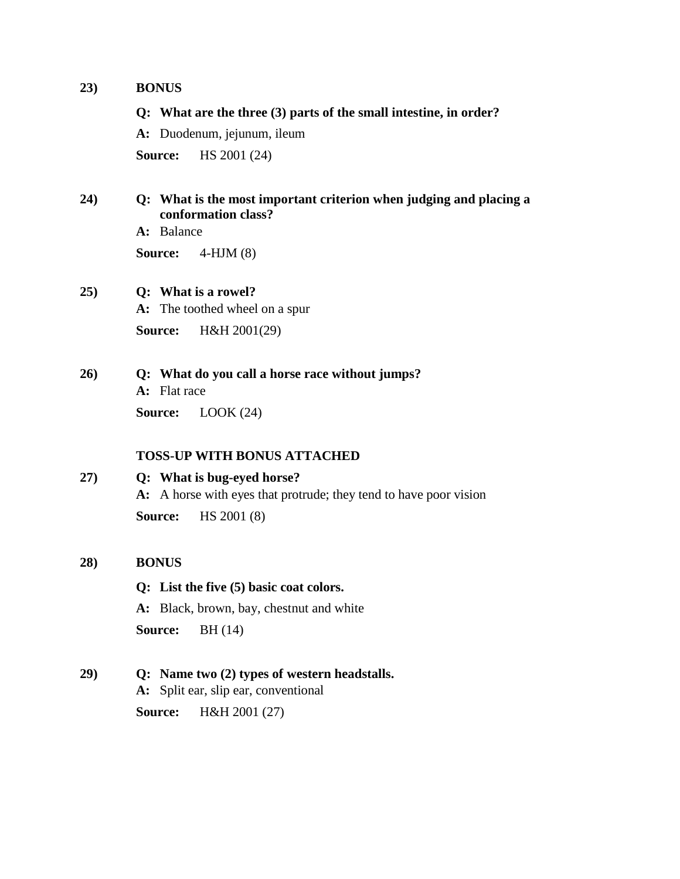**23) BONUS**

**Q: What are the three (3) parts of the small intestine, in order?**

**A:** Duodenum, jejunum, ileum

**Source:** HS 2001 (24)

**24) Q: What is the most important criterion when judging and placing a conformation class?**

**A:** Balance

**Source:** 4-HJM (8)

**25) Q: What is a rowel?**

**A:** The toothed wheel on a spur

**Source:** H&H 2001(29)

**26) Q: What do you call a horse race without jumps?**

**A:** Flat race

**Source:** LOOK (24)

**TOSS-UP WITH BONUS ATTACHED**

**27) Q: What is bug-eyed horse?**

**A:** A horse with eyes that protrude; they tend to have poor vision

**Source:** HS 2001 (8)

**28) BONUS**

**Q: List the five (5) basic coat colors.**

**A:** Black, brown, bay, chestnut and white

**Source:** BH (14)

**29) Q: Name two (2) types of western headstalls.**

**A:** Split ear, slip ear, conventional

**Source:** H&H 2001 (27)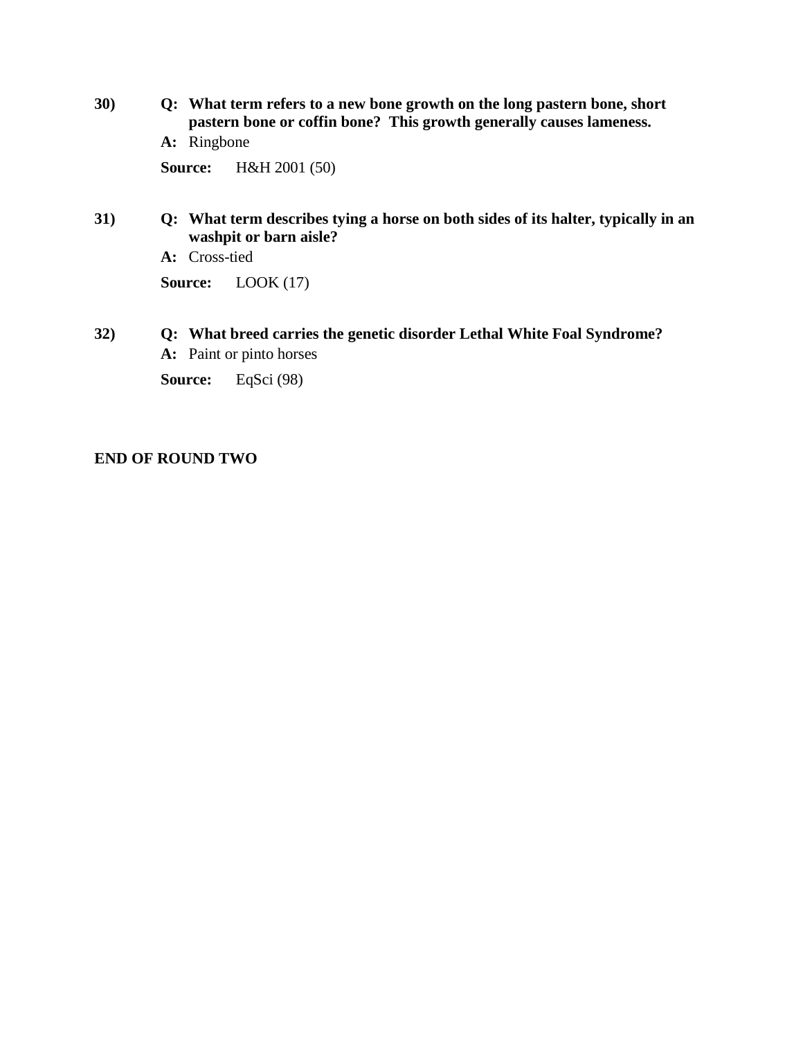**30)** **Q: What term refers to a new bone growth on the long pastern bone, short pastern bone or coffin bone? This growth generally causes lameness.**

**A:** Ringbone

**Source:** H&H 2001 (50)

**31)** **Q: What term describes tying a horse on both sides of its halter, typically in an washpit or barn aisle?**

**A:** Cross-tied

**Source:** LOOK (17)

**32)** **Q: What breed carries the genetic disorder Lethal White Foal Syndrome?**

**A:** Paint or pinto horses

**Source:** EqSci (98)

**END OF ROUND TWO**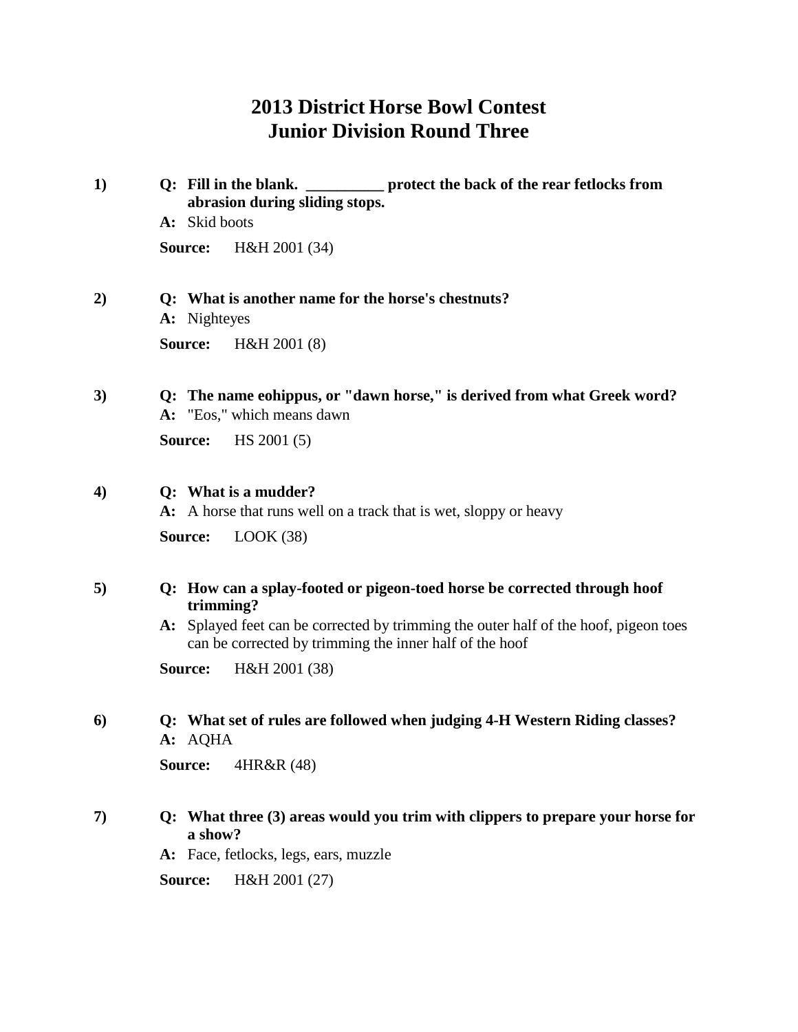# 2013 District Horse Bowl Contest
# Junior Division Round Three

**1)** **Q: Fill in the blank. __________ protect the back of the rear fetlocks from abrasion during sliding stops.**

**A:** Skid boots

**Source:** H&H 2001 (34)

**2)** **Q: What is another name for the horse's chestnuts?**

**A:** Nighteyes

**Source:** H&H 2001 (8)

**3)** **Q: The name eohippus, or "dawn horse," is derived from what Greek word?**

**A:** "Eos," which means dawn

**Source:** HS 2001 (5)

**4)** **Q: What is a mudder?**

**A:** A horse that runs well on a track that is wet, sloppy or heavy

**Source:** LOOK (38)

**5)** **Q: How can a splay-footed or pigeon-toed horse be corrected through hoof trimming?**

**A:** Splayed feet can be corrected by trimming the outer half of the hoof, pigeon toes can be corrected by trimming the inner half of the hoof

**Source:** H&H 2001 (38)

**6)** **Q: What set of rules are followed when judging 4-H Western Riding classes?**

**A:** AQHA

**Source:** 4HR&R (48)

**7)** **Q: What three (3) areas would you trim with clippers to prepare your horse for a show?**

**A:** Face, fetlocks, legs, ears, muzzle

**Source:** H&H 2001 (27)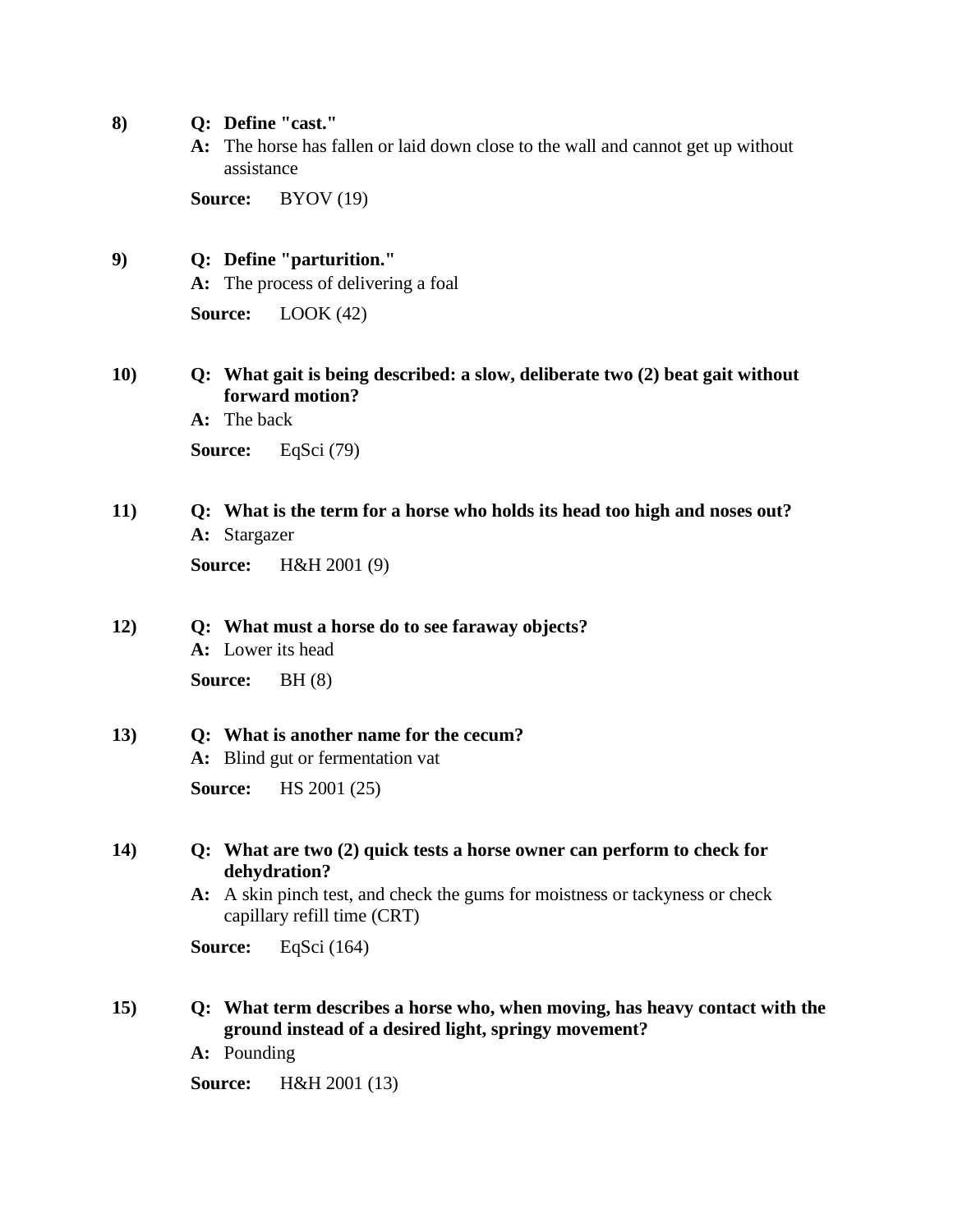**8)** **Q: Define "cast."**

**A:** The horse has fallen or laid down close to the wall and cannot get up without assistance

**Source:** BYOV (19)

**9)** **Q: Define "parturition."**

**A:** The process of delivering a foal

**Source:** LOOK (42)

**10)** **Q: What gait is being described: a slow, deliberate two (2) beat gait without forward motion?**

**A:** The back

**Source:** EqSci (79)

**11)** **Q: What is the term for a horse who holds its head too high and noses out?**

**A:** Stargazer

**Source:** H&H 2001 (9)

**12)** **Q: What must a horse do to see faraway objects?**

**A:** Lower its head

**Source:** BH (8)

**13)** **Q: What is another name for the cecum?**

**A:** Blind gut or fermentation vat

**Source:** HS 2001 (25)

**14)** **Q: What are two (2) quick tests a horse owner can perform to check for dehydration?**

**A:** A skin pinch test, and check the gums for moistness or tackyness or check capillary refill time (CRT)

**Source:** EqSci (164)

**15)** **Q: What term describes a horse who, when moving, has heavy contact with the ground instead of a desired light, springy movement?**

**A:** Pounding

**Source:** H&H 2001 (13)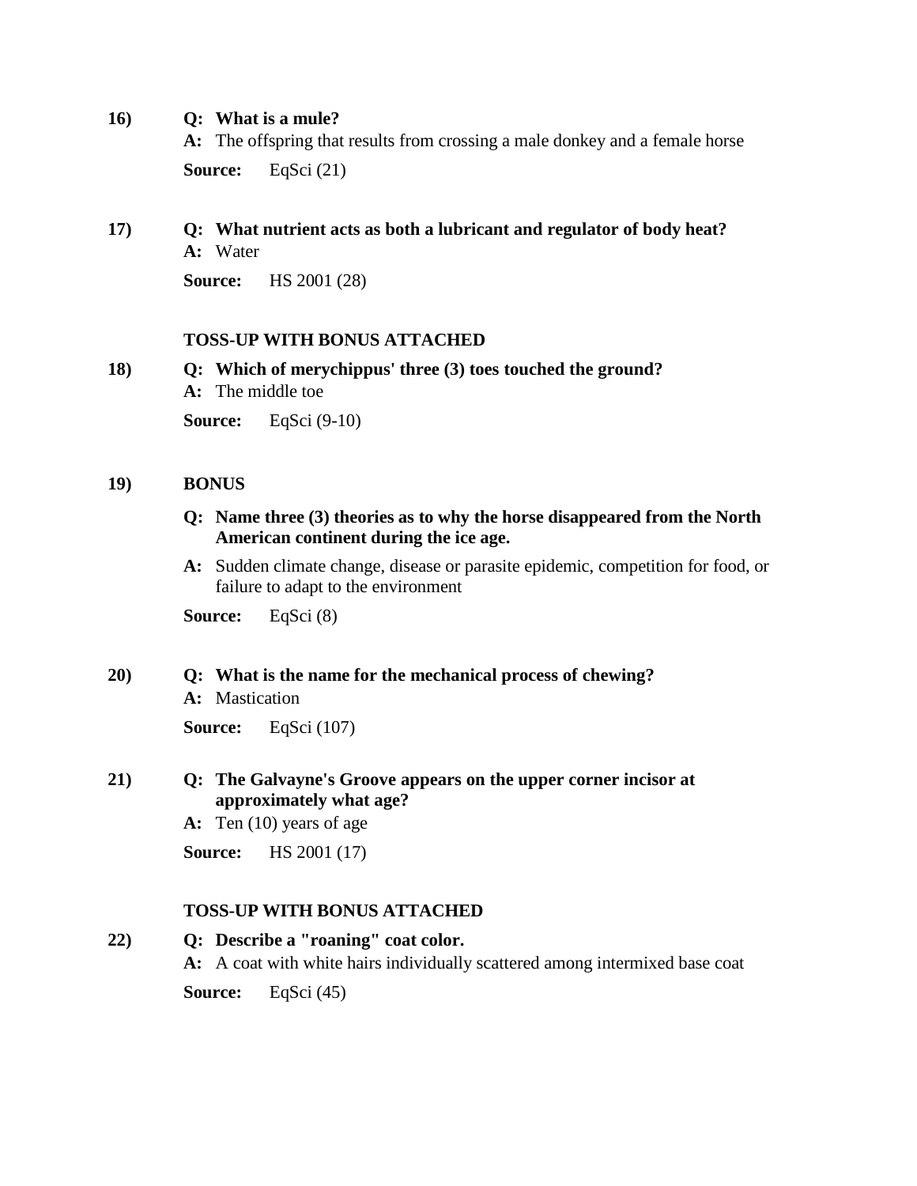**16)** **Q: What is a mule?**

**A:** The offspring that results from crossing a male donkey and a female horse

**Source:** EqSci (21)

**17)** **Q: What nutrient acts as both a lubricant and regulator of body heat?**

**A:** Water

**Source:** HS 2001 (28)

**TOSS-UP WITH BONUS ATTACHED**

**18)** **Q: Which of merychippus' three (3) toes touched the ground?**

**A:** The middle toe

**Source:** EqSci (9-10)

**19)** **BONUS**

**Q: Name three (3) theories as to why the horse disappeared from the North American continent during the ice age.**

**A:** Sudden climate change, disease or parasite epidemic, competition for food, or failure to adapt to the environment

**Source:** EqSci (8)

**20)** **Q: What is the name for the mechanical process of chewing?**

**A:** Mastication

**Source:** EqSci (107)

**21)** **Q: The Galvayne's Groove appears on the upper corner incisor at approximately what age?**

**A:** Ten (10) years of age

**Source:** HS 2001 (17)

**TOSS-UP WITH BONUS ATTACHED**

**22)** **Q: Describe a "roaning" coat color.**

**A:** A coat with white hairs individually scattered among intermixed base coat

**Source:** EqSci (45)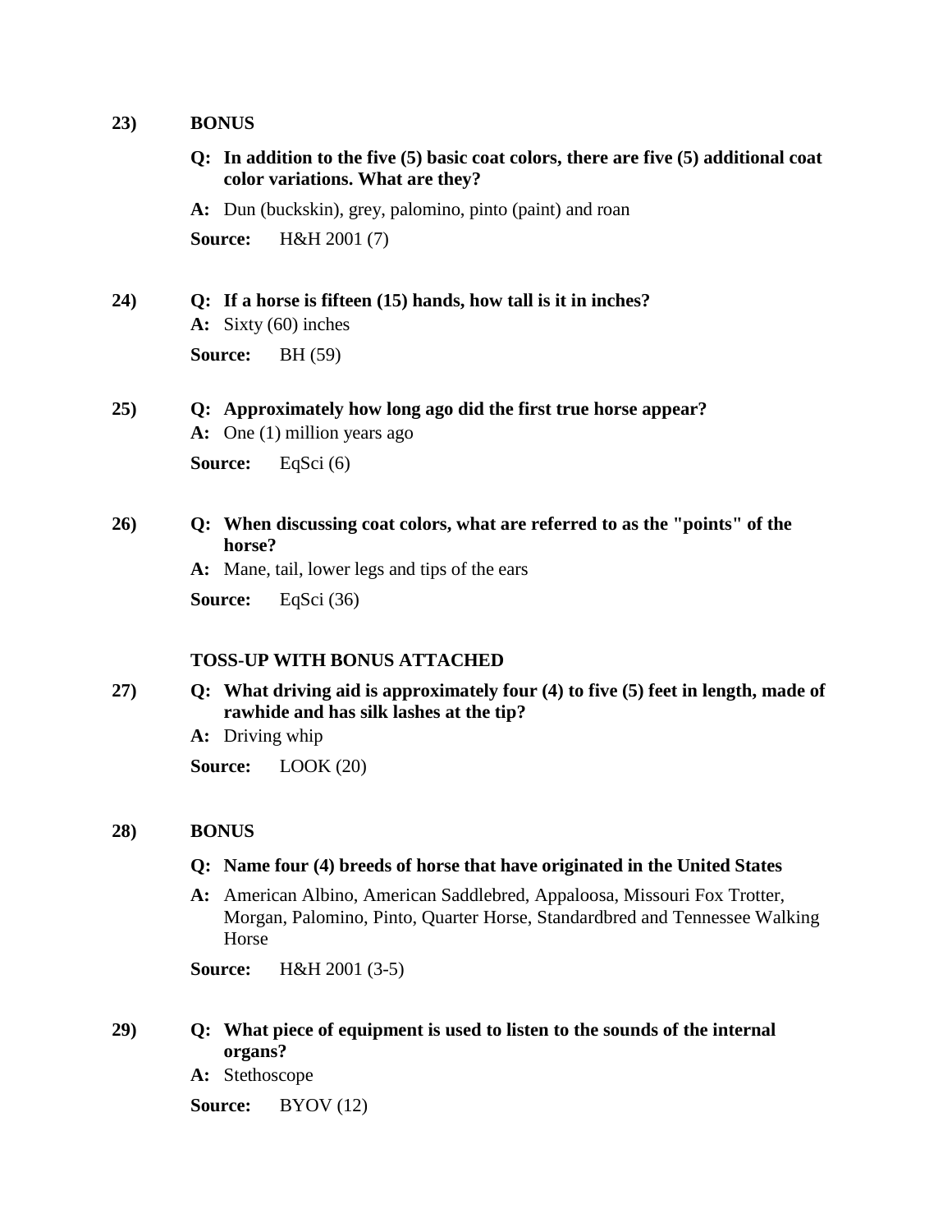**23)** **BONUS**

**Q: In addition to the five (5) basic coat colors, there are five (5) additional coat color variations. What are they?**

**A:** Dun (buckskin), grey, palomino, pinto (paint) and roan

**Source:** H&H 2001 (7)

**24)** **Q: If a horse is fifteen (15) hands, how tall is it in inches?**

**A:** Sixty (60) inches

**Source:** BH (59)

**25)** **Q: Approximately how long ago did the first true horse appear?**

**A:** One (1) million years ago

**Source:** EqSci (6)

**26)** **Q: When discussing coat colors, what are referred to as the "points" of the horse?**

**A:** Mane, tail, lower legs and tips of the ears

**Source:** EqSci (36)

**TOSS-UP WITH BONUS ATTACHED**

**27)** **Q: What driving aid is approximately four (4) to five (5) feet in length, made of rawhide and has silk lashes at the tip?**

**A:** Driving whip

**Source:** LOOK (20)

**28)** **BONUS**

**Q: Name four (4) breeds of horse that have originated in the United States**

**A:** American Albino, American Saddlebred, Appaloosa, Missouri Fox Trotter, Morgan, Palomino, Pinto, Quarter Horse, Standardbred and Tennessee Walking Horse

**Source:** H&H 2001 (3-5)

**29)** **Q: What piece of equipment is used to listen to the sounds of the internal organs?**

**A:** Stethoscope

**Source:** BYOV (12)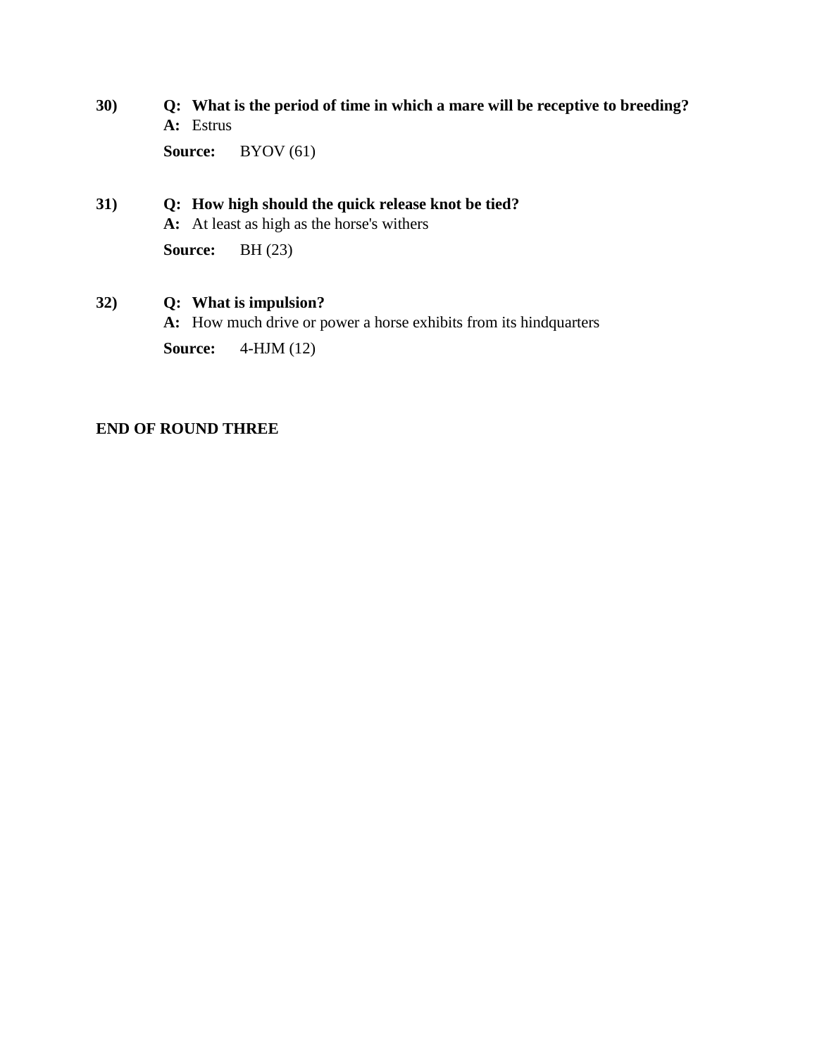**30)** **Q: What is the period of time in which a mare will be receptive to breeding?**
**A:** Estrus
**Source:** BYOV (61)

**31)** **Q: How high should the quick release knot be tied?**
**A:** At least as high as the horse's withers
**Source:** BH (23)

**32)** **Q: What is impulsion?**
**A:** How much drive or power a horse exhibits from its hindquarters
**Source:** 4-HJM (12)

**END OF ROUND THREE**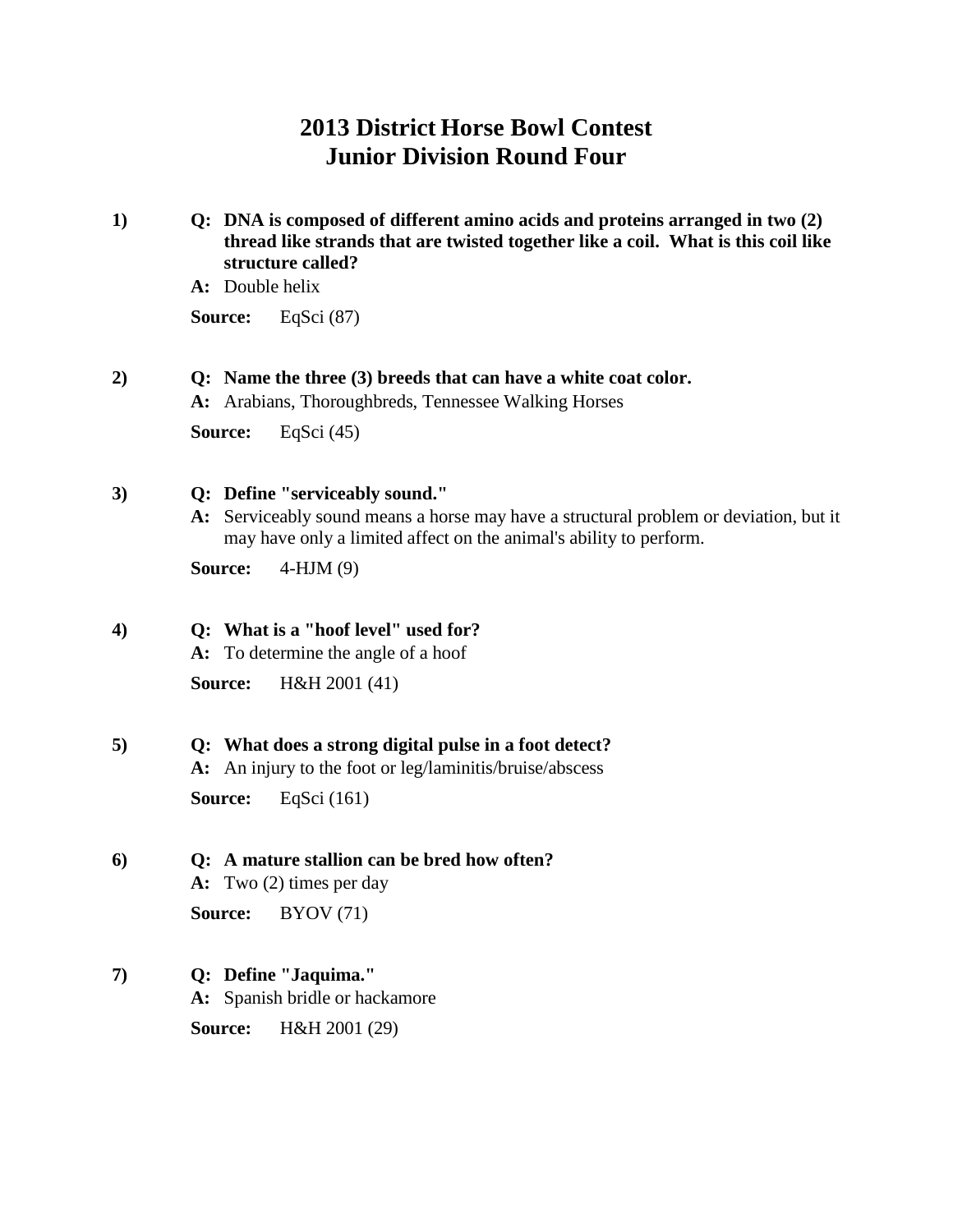# 2013 District Horse Bowl Contest
# Junior Division Round Four

**1)** **Q: DNA is composed of different amino acids and proteins arranged in two (2) thread like strands that are twisted together like a coil. What is this coil like structure called?**

**A:** Double helix

**Source:** EqSci (87)

**2)** **Q: Name the three (3) breeds that can have a white coat color.**

**A:** Arabians, Thoroughbreds, Tennessee Walking Horses

**Source:** EqSci (45)

**3)** **Q: Define "serviceably sound."**

**A:** Serviceably sound means a horse may have a structural problem or deviation, but it may have only a limited affect on the animal's ability to perform.

**Source:** 4-HJM (9)

**4)** **Q: What is a "hoof level" used for?**

**A:** To determine the angle of a hoof

**Source:** H&H 2001 (41)

**5)** **Q: What does a strong digital pulse in a foot detect?**

**A:** An injury to the foot or leg/laminitis/bruise/abscess

**Source:** EqSci (161)

**6)** **Q: A mature stallion can be bred how often?**

**A:** Two (2) times per day

**Source:** BYOV (71)

**7)** **Q: Define "Jaquima."**

**A:** Spanish bridle or hackamore

**Source:** H&H 2001 (29)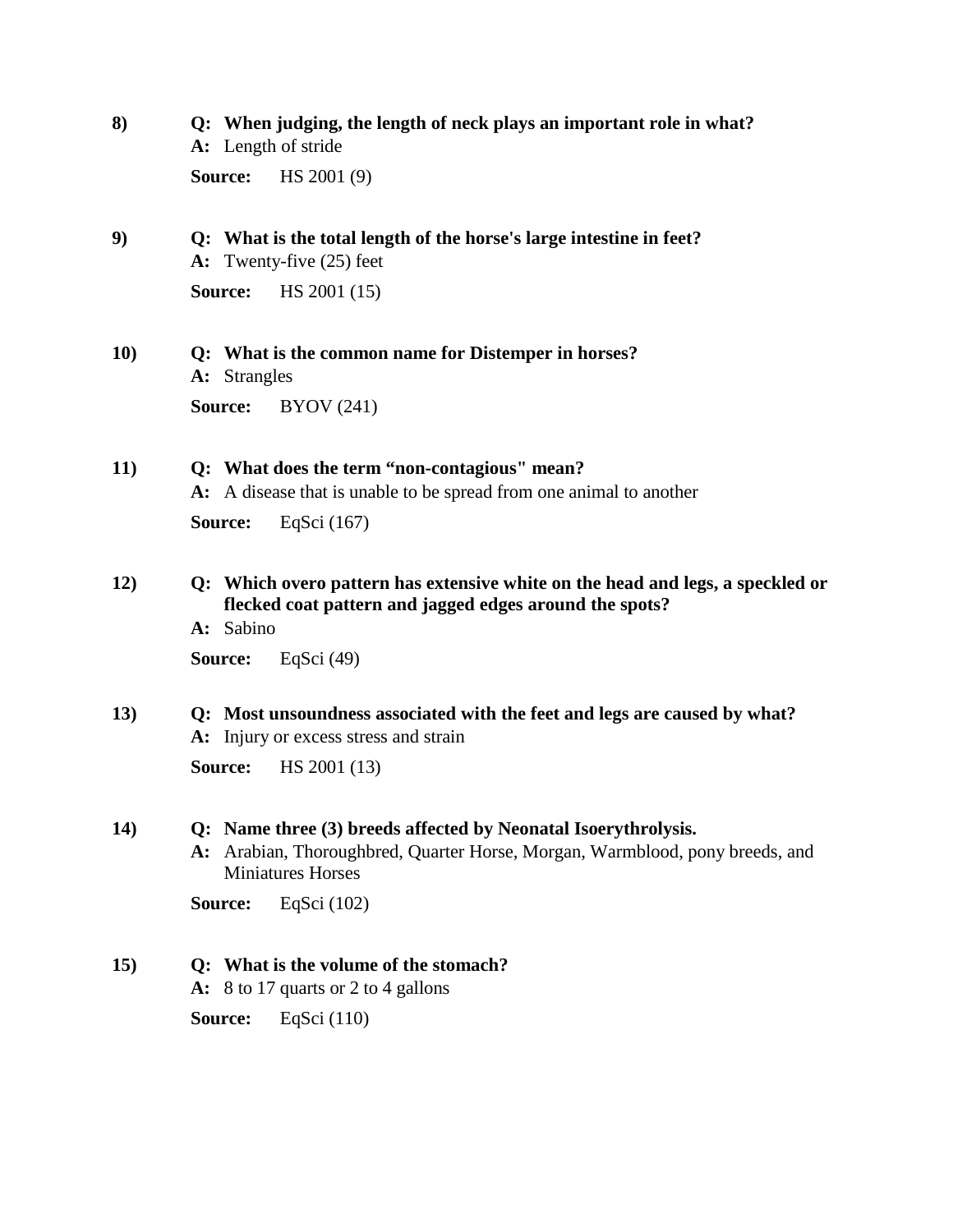**8)** **Q: When judging, the length of neck plays an important role in what?**
**A:** Length of stride

**Source:** HS 2001 (9)

**9)** **Q: What is the total length of the horse's large intestine in feet?**
**A:** Twenty-five (25) feet

**Source:** HS 2001 (15)

**10)** **Q: What is the common name for Distemper in horses?**
**A:** Strangles

**Source:** BYOV (241)

**11)** **Q: What does the term “non-contagious" mean?**
**A:** A disease that is unable to be spread from one animal to another

**Source:** EqSci (167)

**12)** **Q: Which overo pattern has extensive white on the head and legs, a speckled or flecked coat pattern and jagged edges around the spots?**
**A:** Sabino

**Source:** EqSci (49)

**13)** **Q: Most unsoundness associated with the feet and legs are caused by what?**
**A:** Injury or excess stress and strain

**Source:** HS 2001 (13)

**14)** **Q: Name three (3) breeds affected by Neonatal Isoerythrolysis.**
**A:** Arabian, Thoroughbred, Quarter Horse, Morgan, Warmblood, pony breeds, and Miniatures Horses

**Source:** EqSci (102)

**15)** **Q: What is the volume of the stomach?**
**A:** 8 to 17 quarts or 2 to 4 gallons

**Source:** EqSci (110)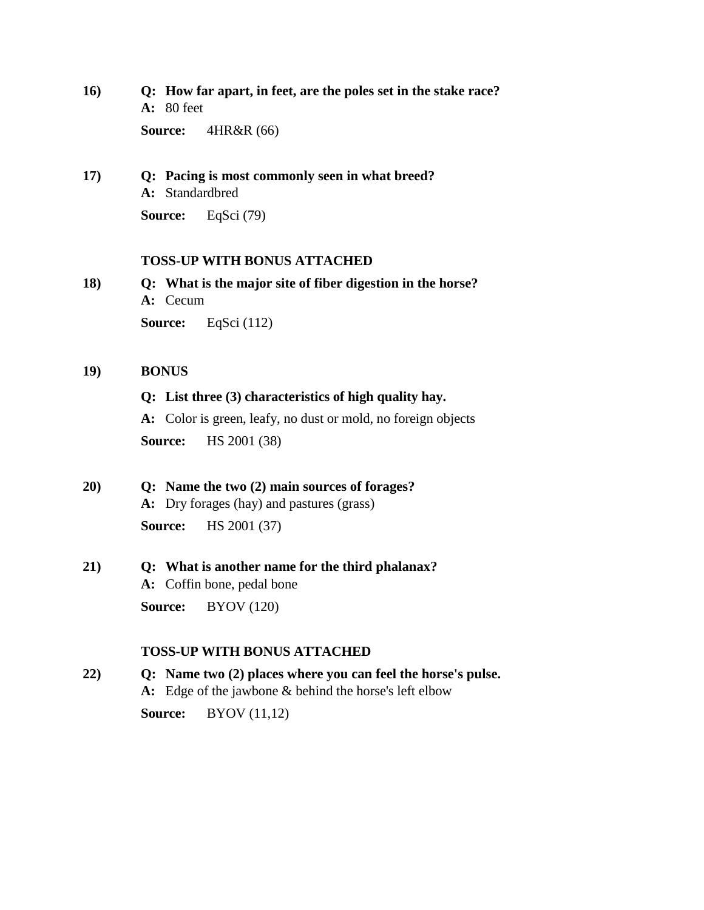**16)** **Q: How far apart, in feet, are the poles set in the stake race?**
**A:** 80 feet

**Source:** 4HR&R (66)

**17)** **Q: Pacing is most commonly seen in what breed?**
**A:** Standardbred

**Source:** EqSci (79)

**TOSS-UP WITH BONUS ATTACHED**

**18)** **Q: What is the major site of fiber digestion in the horse?**
**A:** Cecum

**Source:** EqSci (112)

**19)** **BONUS**

**Q: List three (3) characteristics of high quality hay.**

**A:** Color is green, leafy, no dust or mold, no foreign objects

**Source:** HS 2001 (38)

**20)** **Q: Name the two (2) main sources of forages?**
**A:** Dry forages (hay) and pastures (grass)

**Source:** HS 2001 (37)

**21)** **Q: What is another name for the third phalanax?**
**A:** Coffin bone, pedal bone

**Source:** BYOV (120)

**TOSS-UP WITH BONUS ATTACHED**

**22)** **Q: Name two (2) places where you can feel the horse's pulse.**
**A:** Edge of the jawbone & behind the horse's left elbow

**Source:** BYOV (11,12)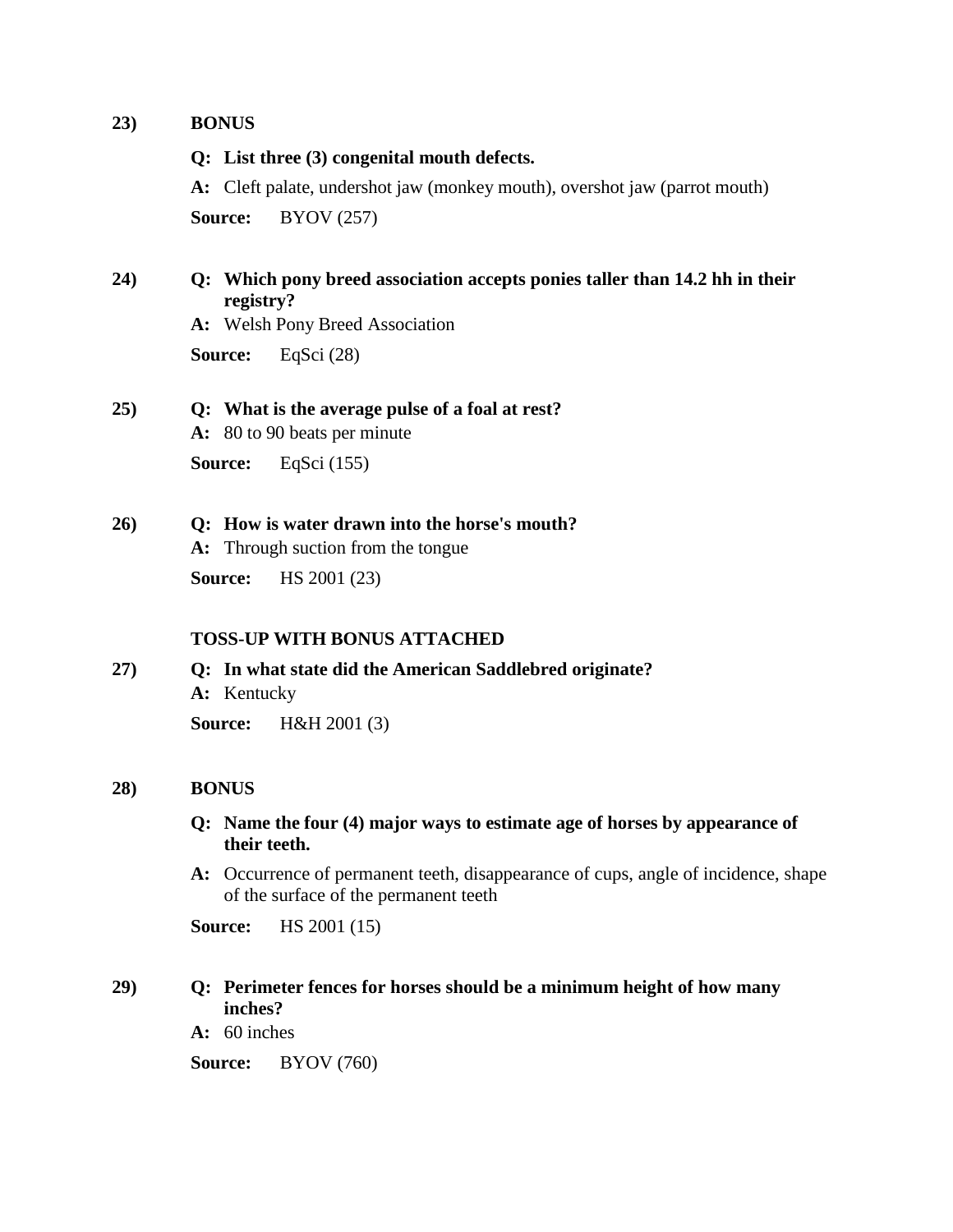**23)** **BONUS**

**Q: List three (3) congenital mouth defects.**

**A:** Cleft palate, undershot jaw (monkey mouth), overshot jaw (parrot mouth)

**Source:** BYOV (257)

**24)** **Q: Which pony breed association accepts ponies taller than 14.2 hh in their registry?**

**A:** Welsh Pony Breed Association

**Source:** EqSci (28)

**25)** **Q: What is the average pulse of a foal at rest?**

**A:** 80 to 90 beats per minute

**Source:** EqSci (155)

**26)** **Q: How is water drawn into the horse's mouth?**

**A:** Through suction from the tongue

**Source:** HS 2001 (23)

**TOSS-UP WITH BONUS ATTACHED**

**27)** **Q: In what state did the American Saddlebred originate?**

**A:** Kentucky

**Source:** H&H 2001 (3)

**28)** **BONUS**

**Q: Name the four (4) major ways to estimate age of horses by appearance of their teeth.**

**A:** Occurrence of permanent teeth, disappearance of cups, angle of incidence, shape of the surface of the permanent teeth

**Source:** HS 2001 (15)

**29)** **Q: Perimeter fences for horses should be a minimum height of how many inches?**

**A:** 60 inches

**Source:** BYOV (760)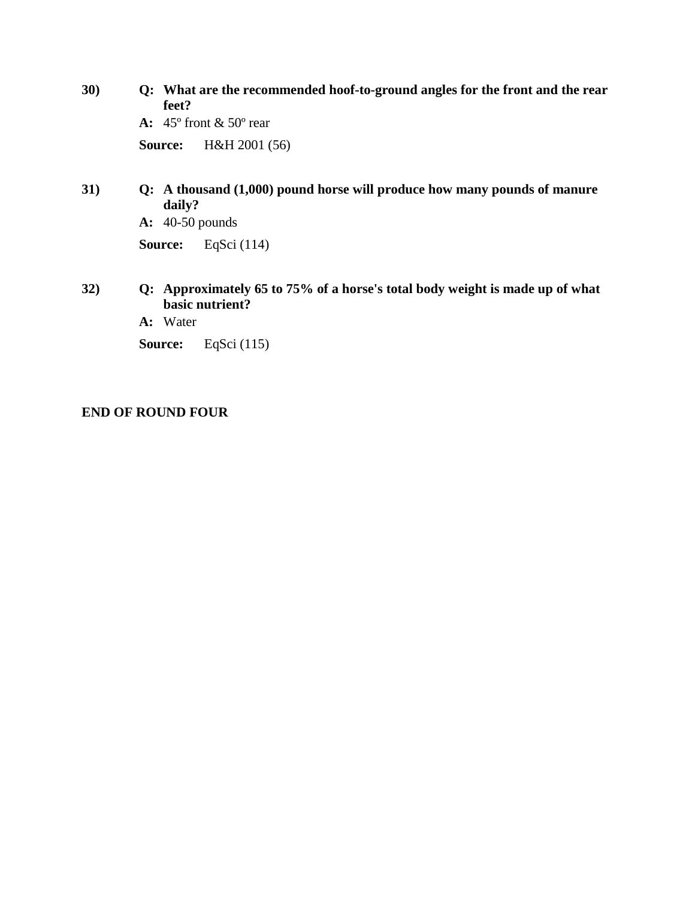**30)** **Q: What are the recommended hoof-to-ground angles for the front and the rear feet?**

**A:** 45º front & 50º rear

**Source:** H&H 2001 (56)

**31)** **Q: A thousand (1,000) pound horse will produce how many pounds of manure daily?**

**A:** 40-50 pounds

**Source:** EqSci (114)

**32)** **Q: Approximately 65 to 75% of a horse's total body weight is made up of what basic nutrient?**

**A:** Water

**Source:** EqSci (115)

**END OF ROUND FOUR**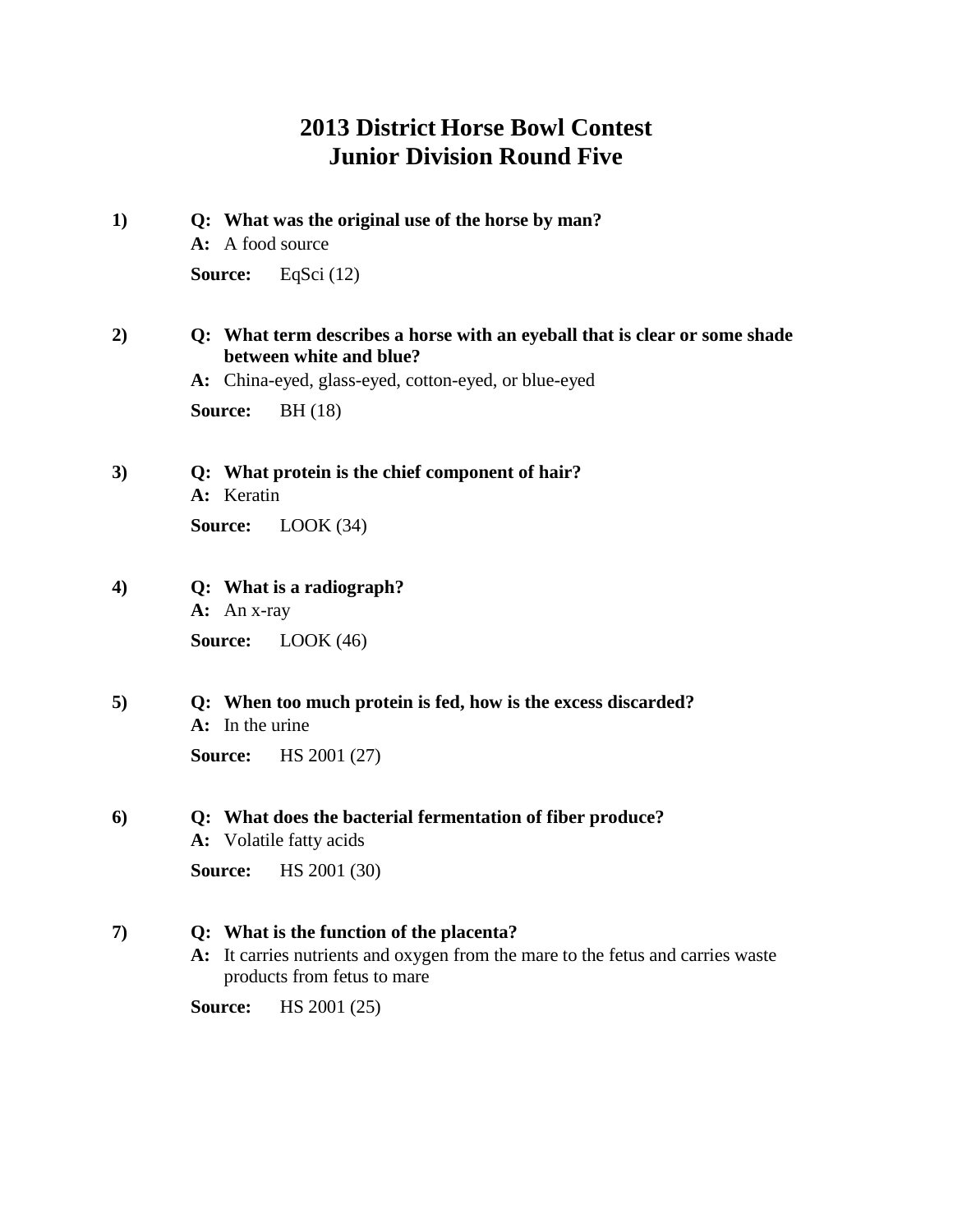# 2013 District Horse Bowl Contest
# Junior Division Round Five

**1)** **Q: What was the original use of the horse by man?**

**A:** A food source

**Source:** EqSci (12)

**2)** **Q: What term describes a horse with an eyeball that is clear or some shade between white and blue?**

**A:** China-eyed, glass-eyed, cotton-eyed, or blue-eyed

**Source:** BH (18)

**3)** **Q: What protein is the chief component of hair?**

**A:** Keratin

**Source:** LOOK (34)

**4)** **Q: What is a radiograph?**

**A:** An x-ray

**Source:** LOOK (46)

**5)** **Q: When too much protein is fed, how is the excess discarded?**

**A:** In the urine

**Source:** HS 2001 (27)

**6)** **Q: What does the bacterial fermentation of fiber produce?**

**A:** Volatile fatty acids

**Source:** HS 2001 (30)

**7)** **Q: What is the function of the placenta?**

**A:** It carries nutrients and oxygen from the mare to the fetus and carries waste products from fetus to mare

**Source:** HS 2001 (25)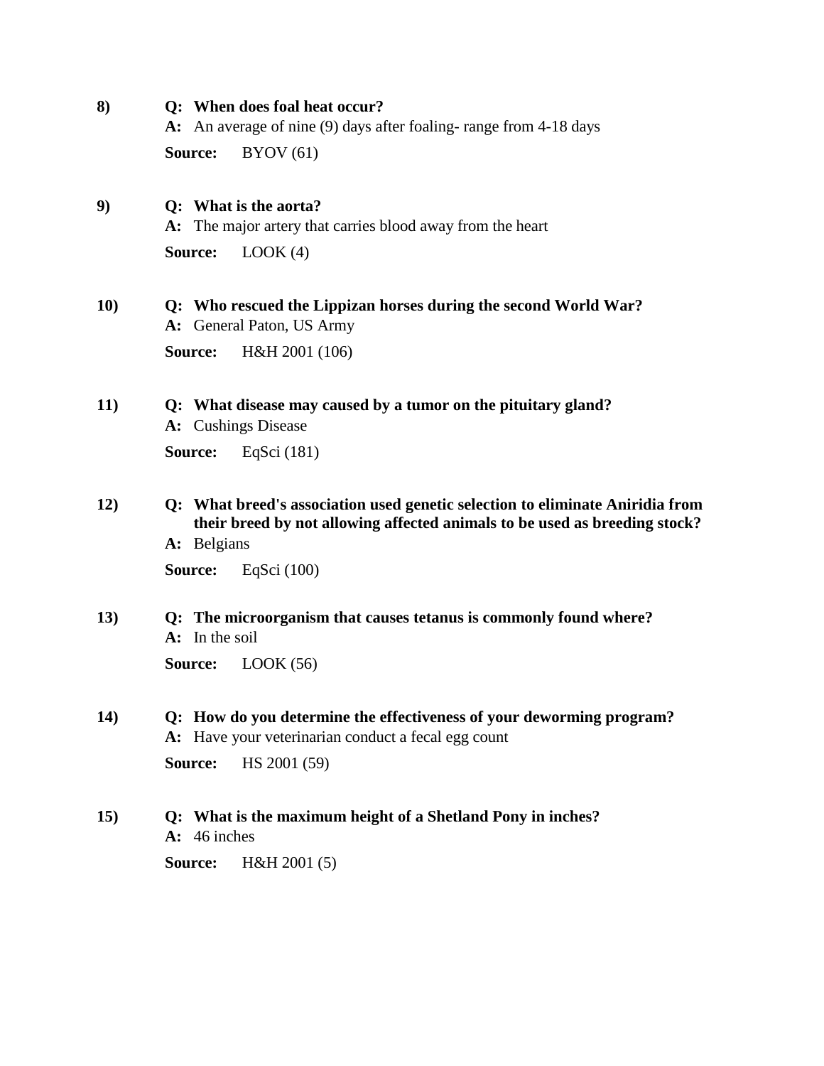**8)** **Q: When does foal heat occur?**

**A:** An average of nine (9) days after foaling- range from 4-18 days

**Source:** BYOV (61)

**9)** **Q: What is the aorta?**

**A:** The major artery that carries blood away from the heart

**Source:** LOOK (4)

**10)** **Q: Who rescued the Lippizan horses during the second World War?**

**A:** General Paton, US Army

**Source:** H&H 2001 (106)

**11)** **Q: What disease may caused by a tumor on the pituitary gland?**

**A:** Cushings Disease

**Source:** EqSci (181)

**12)** **Q: What breed's association used genetic selection to eliminate Aniridia from their breed by not allowing affected animals to be used as breeding stock?**

**A:** Belgians

**Source:** EqSci (100)

**13)** **Q: The microorganism that causes tetanus is commonly found where?**

**A:** In the soil

**Source:** LOOK (56)

**14)** **Q: How do you determine the effectiveness of your deworming program?**

**A:** Have your veterinarian conduct a fecal egg count

**Source:** HS 2001 (59)

**15)** **Q: What is the maximum height of a Shetland Pony in inches?**

**A:** 46 inches

**Source:** H&H 2001 (5)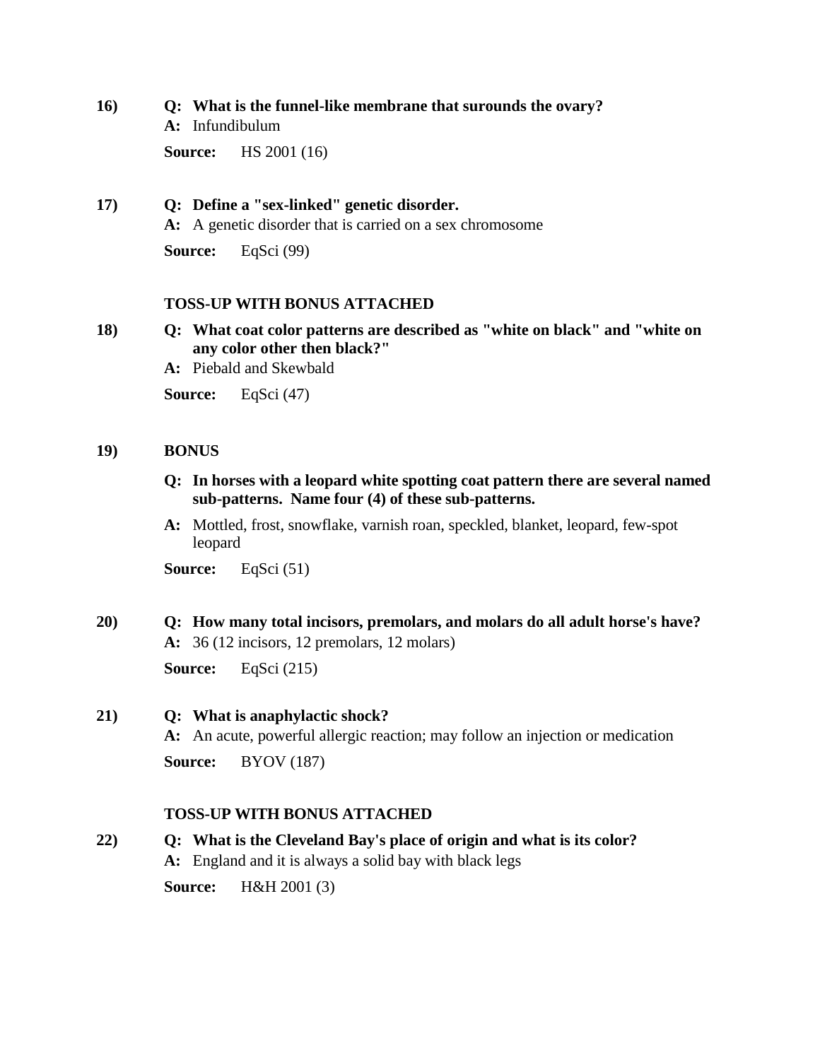**16)** **Q: What is the funnel-like membrane that surounds the ovary?**

**A:** Infundibulum

**Source:** HS 2001 (16)

**17)** **Q: Define a "sex-linked" genetic disorder.**

**A:** A genetic disorder that is carried on a sex chromosome

**Source:** EqSci (99)

**TOSS-UP WITH BONUS ATTACHED**

**18)** **Q: What coat color patterns are described as "white on black" and "white on any color other then black?"**

**A:** Piebald and Skewbald

**Source:** EqSci (47)

**19)** **BONUS**

**Q: In horses with a leopard white spotting coat pattern there are several named sub-patterns. Name four (4) of these sub-patterns.**

**A:** Mottled, frost, snowflake, varnish roan, speckled, blanket, leopard, few-spot leopard

**Source:** EqSci (51)

**20)** **Q: How many total incisors, premolars, and molars do all adult horse's have?**

**A:** 36 (12 incisors, 12 premolars, 12 molars)

**Source:** EqSci (215)

**21)** **Q: What is anaphylactic shock?**

**A:** An acute, powerful allergic reaction; may follow an injection or medication

**Source:** BYOV (187)

**TOSS-UP WITH BONUS ATTACHED**

**22)** **Q: What is the Cleveland Bay's place of origin and what is its color?**

**A:** England and it is always a solid bay with black legs

**Source:** H&H 2001 (3)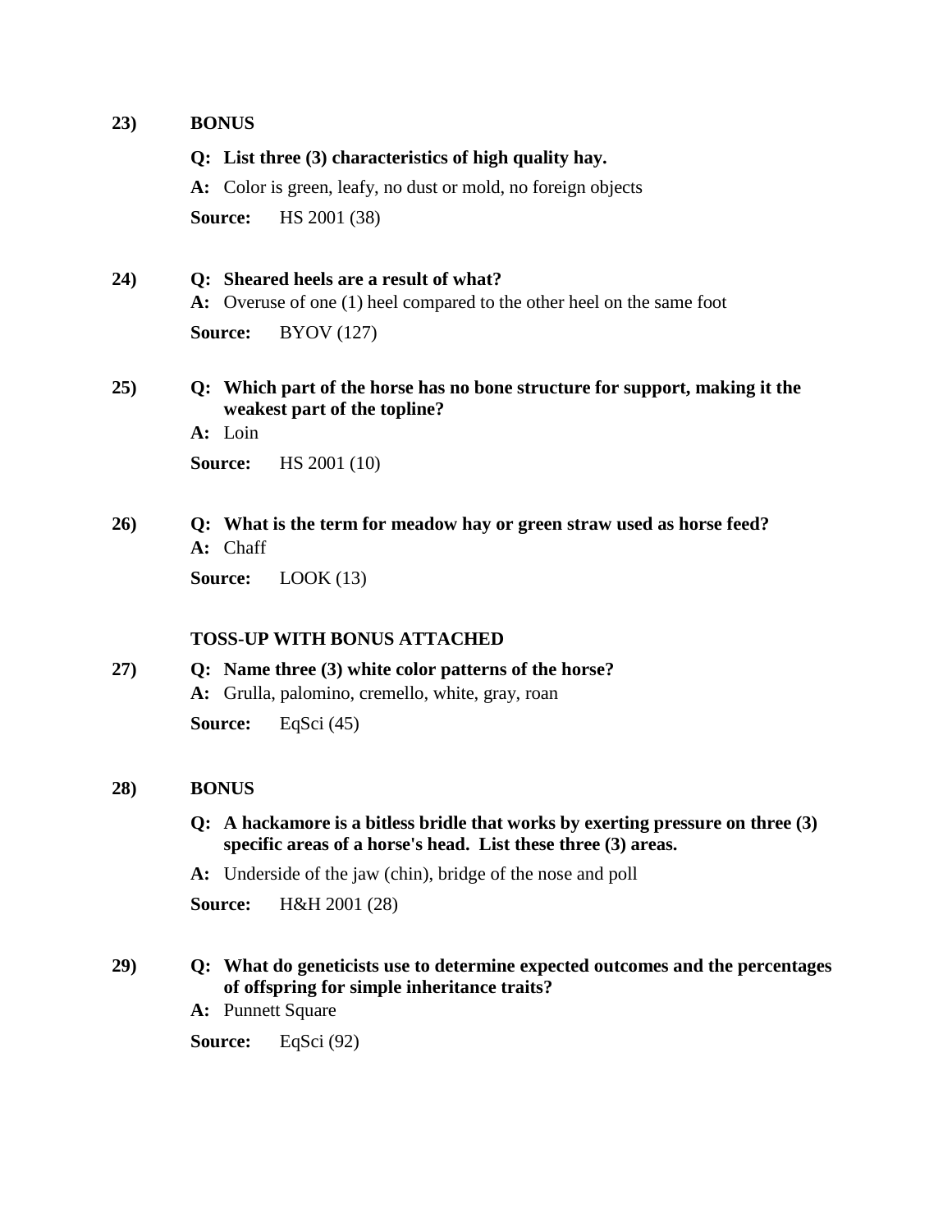**23)** **BONUS**

**Q: List three (3) characteristics of high quality hay.**

**A:** Color is green, leafy, no dust or mold, no foreign objects

**Source:** HS 2001 (38)

**24)** **Q: Sheared heels are a result of what?**

**A:** Overuse of one (1) heel compared to the other heel on the same foot

**Source:** BYOV (127)

**25)** **Q: Which part of the horse has no bone structure for support, making it the weakest part of the topline?**

**A:** Loin

**Source:** HS 2001 (10)

**26)** **Q: What is the term for meadow hay or green straw used as horse feed?**

**A:** Chaff

**Source:** LOOK (13)

**TOSS-UP WITH BONUS ATTACHED**

**27)** **Q: Name three (3) white color patterns of the horse?**

**A:** Grulla, palomino, cremello, white, gray, roan

**Source:** EqSci (45)

**28)** **BONUS**

**Q: A hackamore is a bitless bridle that works by exerting pressure on three (3) specific areas of a horse's head. List these three (3) areas.**

**A:** Underside of the jaw (chin), bridge of the nose and poll

**Source:** H&H 2001 (28)

**29)** **Q: What do geneticists use to determine expected outcomes and the percentages of offspring for simple inheritance traits?**

**A:** Punnett Square

**Source:** EqSci (92)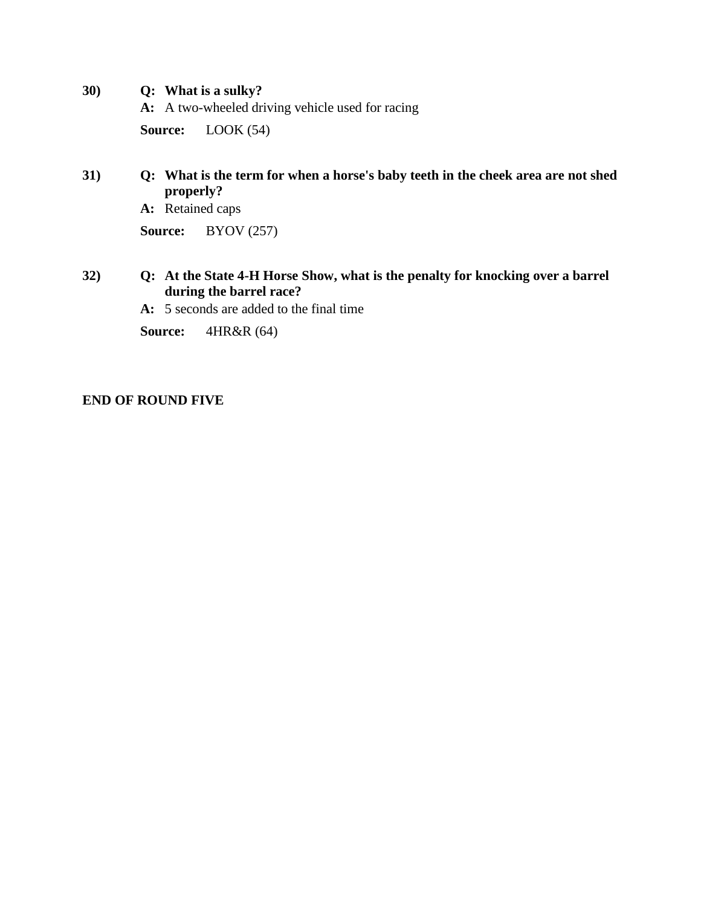**30)** **Q: What is a sulky?**

**A:** A two-wheeled driving vehicle used for racing

**Source:** LOOK (54)

**31)** **Q: What is the term for when a horse's baby teeth in the cheek area are not shed properly?**

**A:** Retained caps

**Source:** BYOV (257)

**32)** **Q: At the State 4-H Horse Show, what is the penalty for knocking over a barrel during the barrel race?**

**A:** 5 seconds are added to the final time

**Source:** 4HR&R (64)

**END OF ROUND FIVE**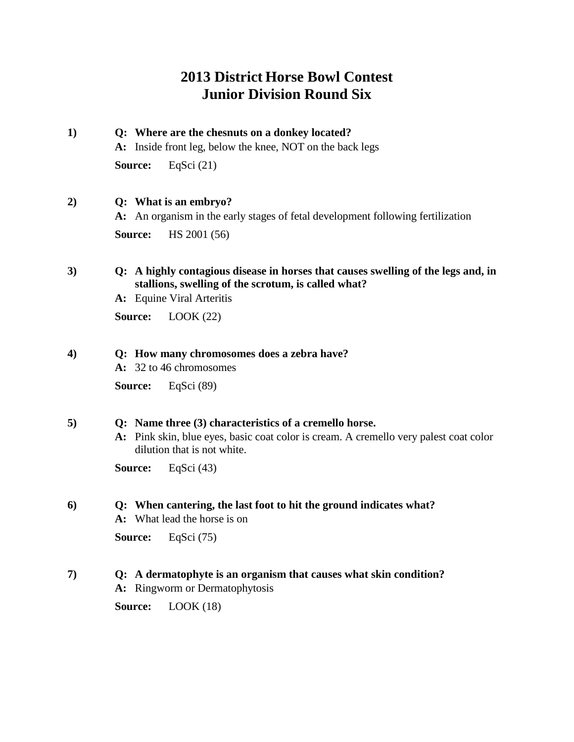# 2013 District Horse Bowl Contest
## Junior Division Round Six

**1)** **Q: Where are the chesnuts on a donkey located?**
**A:** Inside front leg, below the knee, NOT on the back legs
**Source:** EqSci (21)

**2)** **Q: What is an embryo?**
**A:** An organism in the early stages of fetal development following fertilization
**Source:** HS 2001 (56)

**3)** **Q: A highly contagious disease in horses that causes swelling of the legs and, in stallions, swelling of the scrotum, is called what?**
**A:** Equine Viral Arteritis
**Source:** LOOK (22)

**4)** **Q: How many chromosomes does a zebra have?**
**A:** 32 to 46 chromosomes
**Source:** EqSci (89)

**5)** **Q: Name three (3) characteristics of a cremello horse.**
**A:** Pink skin, blue eyes, basic coat color is cream. A cremello very palest coat color dilution that is not white.
**Source:** EqSci (43)

**6)** **Q: When cantering, the last foot to hit the ground indicates what?**
**A:** What lead the horse is on
**Source:** EqSci (75)

**7)** **Q: A dermatophyte is an organism that causes what skin condition?**
**A:** Ringworm or Dermatophytosis
**Source:** LOOK (18)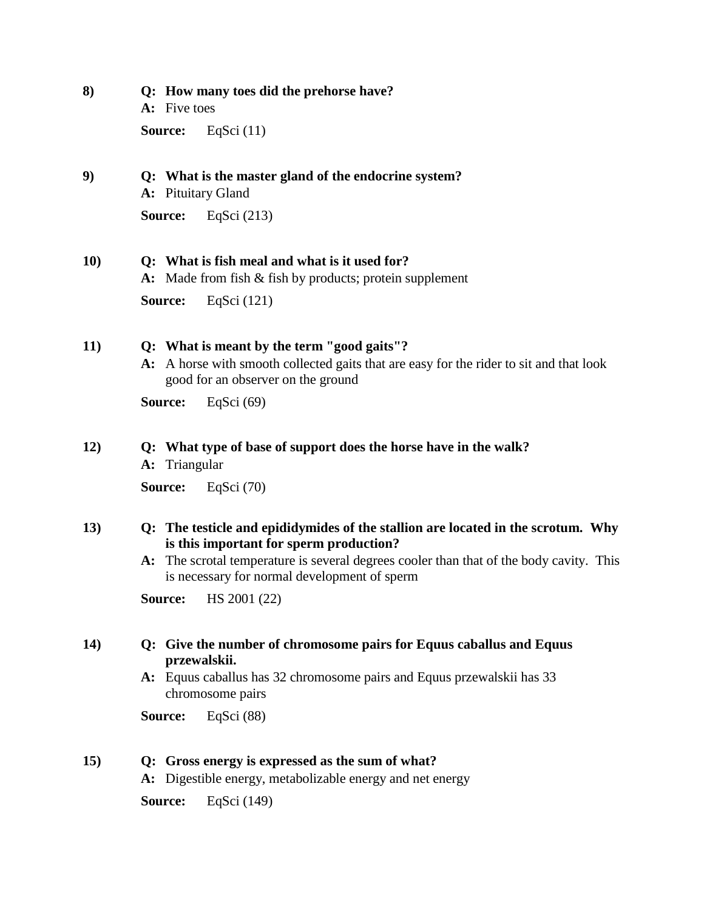8) **Q: How many toes did the prehorse have?**
**A:** Five toes

**Source:** EqSci (11)

9) **Q: What is the master gland of the endocrine system?**
**A:** Pituitary Gland

**Source:** EqSci (213)

10) **Q: What is fish meal and what is it used for?**
**A:** Made from fish & fish by products; protein supplement

**Source:** EqSci (121)

11) **Q: What is meant by the term "good gaits"?**
**A:** A horse with smooth collected gaits that are easy for the rider to sit and that look good for an observer on the ground

**Source:** EqSci (69)

12) **Q: What type of base of support does the horse have in the walk?**
**A:** Triangular

**Source:** EqSci (70)

13) **Q: The testicle and epididymides of the stallion are located in the scrotum. Why is this important for sperm production?**
**A:** The scrotal temperature is several degrees cooler than that of the body cavity. This is necessary for normal development of sperm

**Source:** HS 2001 (22)

14) **Q: Give the number of chromosome pairs for Equus caballus and Equus przewalskii.**
**A:** Equus caballus has 32 chromosome pairs and Equus przewalskii has 33 chromosome pairs

**Source:** EqSci (88)

15) **Q: Gross energy is expressed as the sum of what?**
**A:** Digestible energy, metabolizable energy and net energy

**Source:** EqSci (149)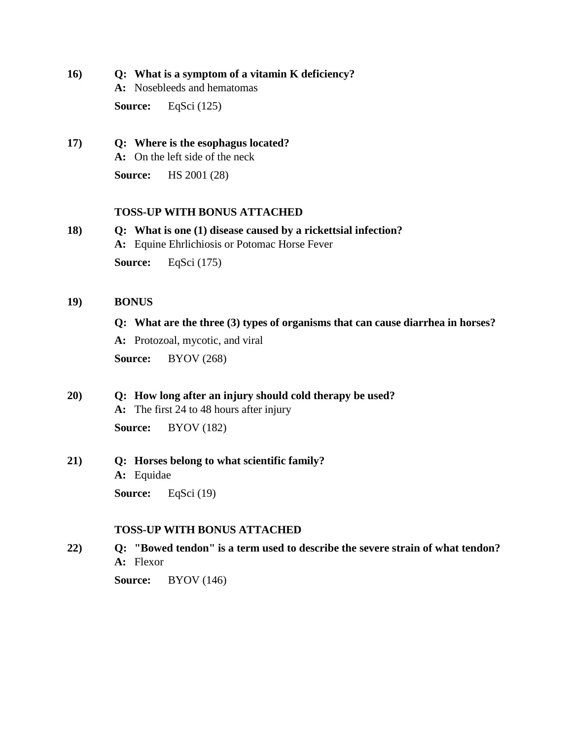**16)** **Q: What is a symptom of a vitamin K deficiency?**
**A:** Nosebleeds and hematomas
**Source:** EqSci (125)

**17)** **Q: Where is the esophagus located?**
**A:** On the left side of the neck
**Source:** HS 2001 (28)

**TOSS-UP WITH BONUS ATTACHED**

**18)** **Q: What is one (1) disease caused by a rickettsial infection?**
**A:** Equine Ehrlichiosis or Potomac Horse Fever
**Source:** EqSci (175)

**19)** **BONUS**

**Q: What are the three (3) types of organisms that can cause diarrhea in horses?**

**A:** Protozoal, mycotic, and viral

**Source:** BYOV (268)

**20)** **Q: How long after an injury should cold therapy be used?**
**A:** The first 24 to 48 hours after injury
**Source:** BYOV (182)

**21)** **Q: Horses belong to what scientific family?**
**A:** Equidae
**Source:** EqSci (19)

**TOSS-UP WITH BONUS ATTACHED**

**22)** **Q: "Bowed tendon" is a term used to describe the severe strain of what tendon?**
**A:** Flexor
**Source:** BYOV (146)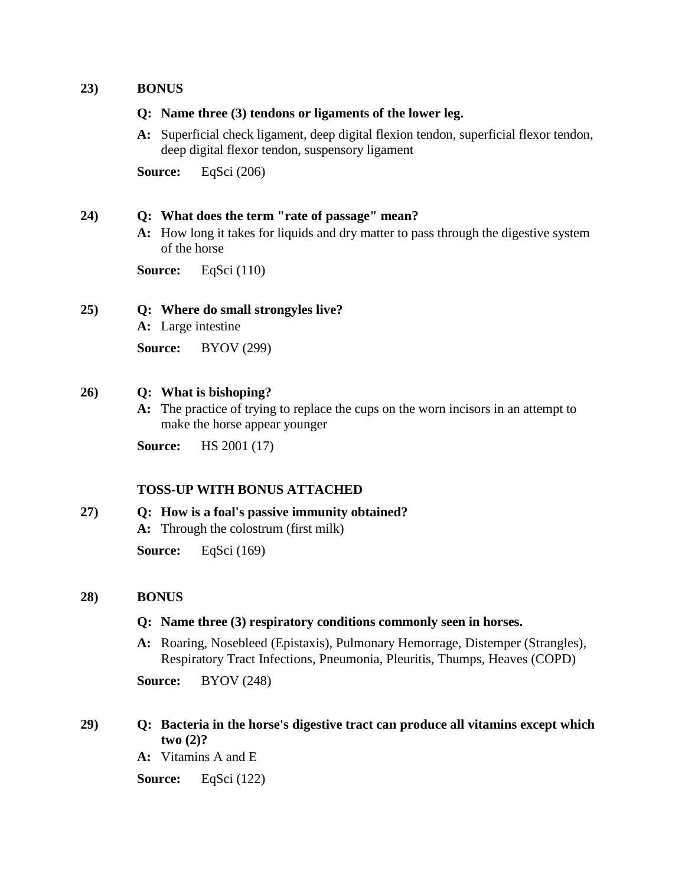**23)** **BONUS**

**Q: Name three (3) tendons or ligaments of the lower leg.**

**A:** Superficial check ligament, deep digital flexion tendon, superficial flexor tendon, deep digital flexor tendon, suspensory ligament

**Source:** EqSci (206)

**24)** **Q: What does the term "rate of passage" mean?**

**A:** How long it takes for liquids and dry matter to pass through the digestive system of the horse

**Source:** EqSci (110)

**25)** **Q: Where do small strongyles live?**

**A:** Large intestine

**Source:** BYOV (299)

**26)** **Q: What is bishoping?**

**A:** The practice of trying to replace the cups on the worn incisors in an attempt to make the horse appear younger

**Source:** HS 2001 (17)

**TOSS-UP WITH BONUS ATTACHED**

**27)** **Q: How is a foal's passive immunity obtained?**

**A:** Through the colostrum (first milk)

**Source:** EqSci (169)

**28)** **BONUS**

**Q: Name three (3) respiratory conditions commonly seen in horses.**

**A:** Roaring, Nosebleed (Epistaxis), Pulmonary Hemorrage, Distemper (Strangles), Respiratory Tract Infections, Pneumonia, Pleuritis, Thumps, Heaves (COPD)

**Source:** BYOV (248)

**29)** **Q: Bacteria in the horse's digestive tract can produce all vitamins except which two (2)?**

**A:** Vitamins A and E

**Source:** EqSci (122)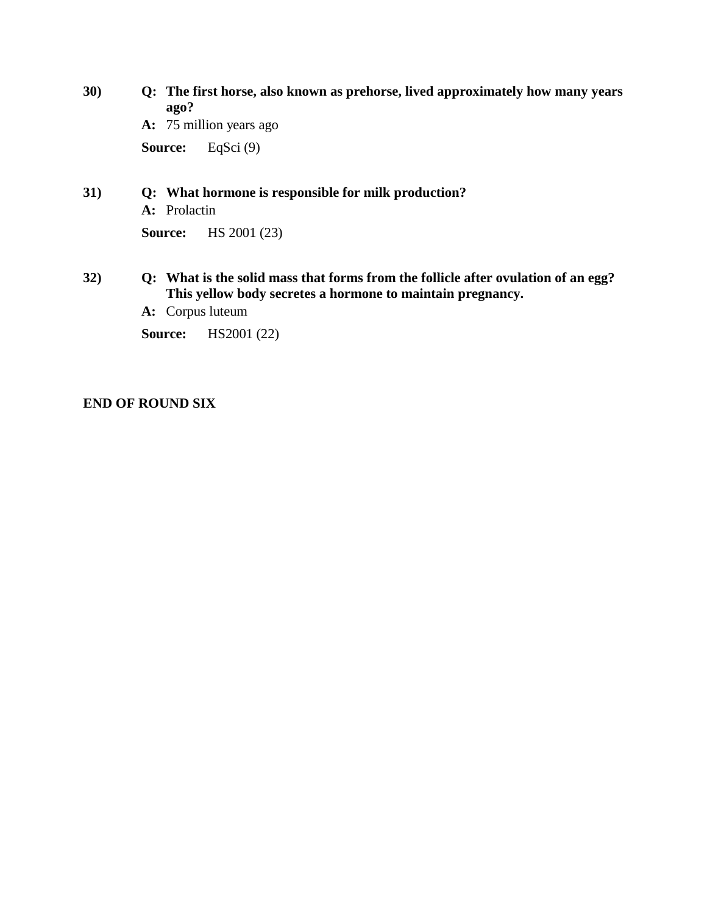**30)** **Q: The first horse, also known as prehorse, lived approximately how many years ago?**

**A:** 75 million years ago

**Source:** EqSci (9)

**31)** **Q: What hormone is responsible for milk production?**

**A:** Prolactin

**Source:** HS 2001 (23)

**32)** **Q: What is the solid mass that forms from the follicle after ovulation of an egg? This yellow body secretes a hormone to maintain pregnancy.**

**A:** Corpus luteum

**Source:** HS2001 (22)

**END OF ROUND SIX**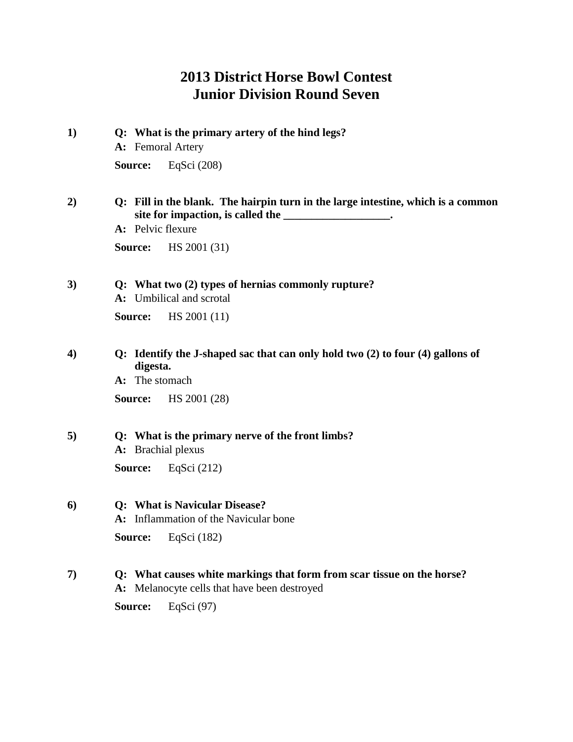# 2013 District Horse Bowl Contest
# Junior Division Round Seven

1) **Q: What is the primary artery of the hind legs?**
   **A:** Femoral Artery
   **Source:** EqSci (208)

2) **Q: Fill in the blank. The hairpin turn in the large intestine, which is a common site for impaction, is called the ___________________.**
   **A:** Pelvic flexure
   **Source:** HS 2001 (31)

3) **Q: What two (2) types of hernias commonly rupture?**
   **A:** Umbilical and scrotal
   **Source:** HS 2001 (11)

4) **Q: Identify the J-shaped sac that can only hold two (2) to four (4) gallons of digesta.**
   **A:** The stomach
   **Source:** HS 2001 (28)

5) **Q: What is the primary nerve of the front limbs?**
   **A:** Brachial plexus
   **Source:** EqSci (212)

6) **Q: What is Navicular Disease?**
   **A:** Inflammation of the Navicular bone
   **Source:** EqSci (182)

7) **Q: What causes white markings that form from scar tissue on the horse?**
   **A:** Melanocyte cells that have been destroyed
   **Source:** EqSci (97)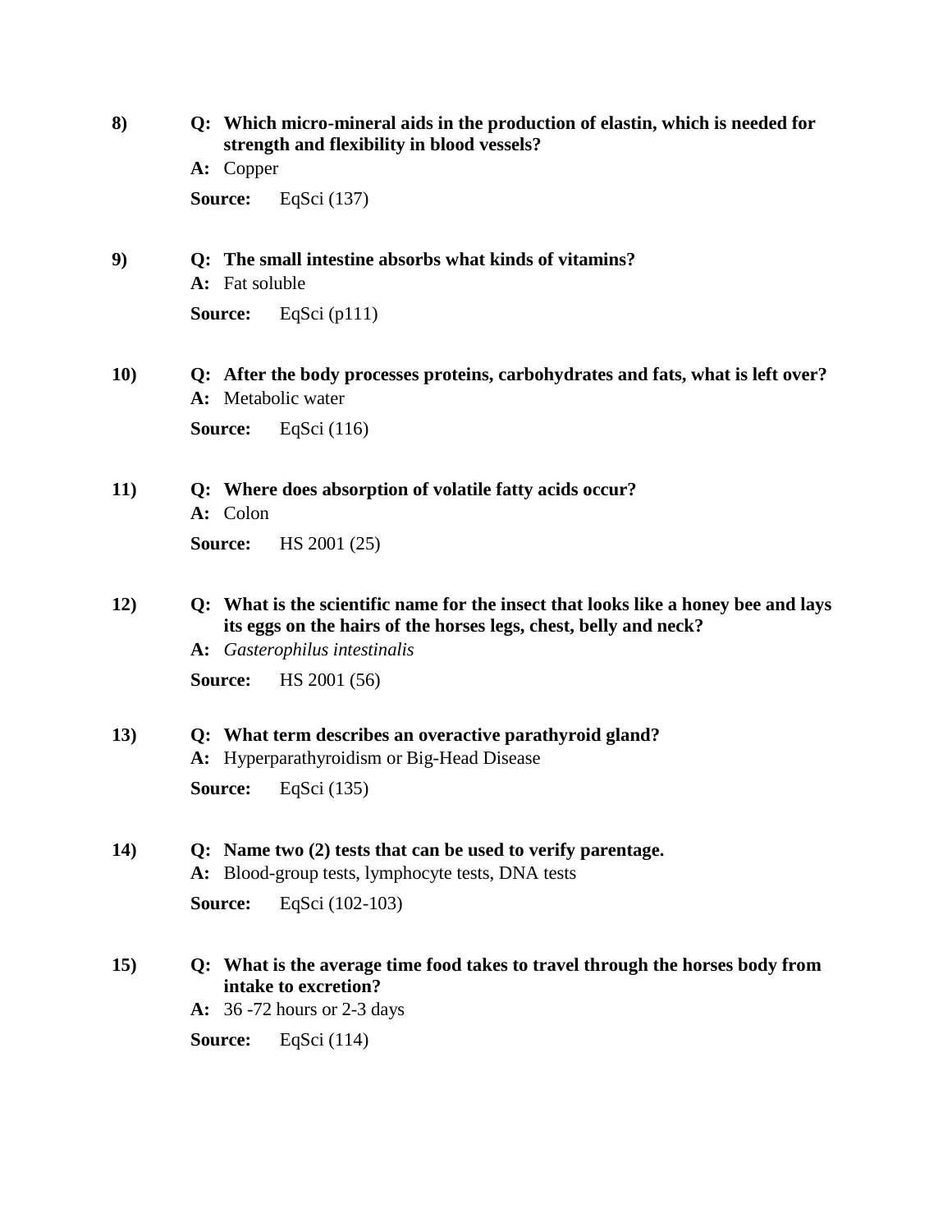8) **Q: Which micro-mineral aids in the production of elastin, which is needed for strength and flexibility in blood vessels?**

**A:** Copper

**Source:** EqSci (137)

9) **Q: The small intestine absorbs what kinds of vitamins?**

**A:** Fat soluble

**Source:** EqSci (p111)

10) **Q: After the body processes proteins, carbohydrates and fats, what is left over?**

**A:** Metabolic water

**Source:** EqSci (116)

11) **Q: Where does absorption of volatile fatty acids occur?**

**A:** Colon

**Source:** HS 2001 (25)

12) **Q: What is the scientific name for the insect that looks like a honey bee and lays its eggs on the hairs of the horses legs, chest, belly and neck?**

**A:** *Gasterophilus intestinalis*

**Source:** HS 2001 (56)

13) **Q: What term describes an overactive parathyroid gland?**

**A:** Hyperparathyroidism or Big-Head Disease

**Source:** EqSci (135)

14) **Q: Name two (2) tests that can be used to verify parentage.**

**A:** Blood-group tests, lymphocyte tests, DNA tests

**Source:** EqSci (102-103)

15) **Q: What is the average time food takes to travel through the horses body from intake to excretion?**

**A:** 36 -72 hours or 2-3 days

**Source:** EqSci (114)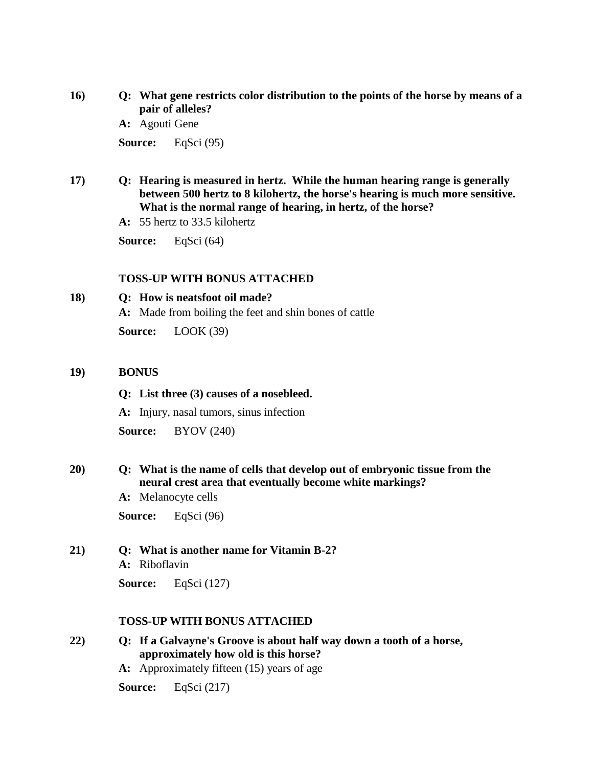16) **Q: What gene restricts color distribution to the points of the horse by means of a pair of alleles?**

**A:** Agouti Gene

**Source:** EqSci (95)

17) **Q: Hearing is measured in hertz. While the human hearing range is generally between 500 hertz to 8 kilohertz, the horse's hearing is much more sensitive. What is the normal range of hearing, in hertz, of the horse?**

**A:** 55 hertz to 33.5 kilohertz

**Source:** EqSci (64)

**TOSS-UP WITH BONUS ATTACHED**

18) **Q: How is neatsfoot oil made?**

**A:** Made from boiling the feet and shin bones of cattle

**Source:** LOOK (39)

19) **BONUS**

**Q: List three (3) causes of a nosebleed.**

**A:** Injury, nasal tumors, sinus infection

**Source:** BYOV (240)

20) **Q: What is the name of cells that develop out of embryonic tissue from the neural crest area that eventually become white markings?**

**A:** Melanocyte cells

**Source:** EqSci (96)

21) **Q: What is another name for Vitamin B-2?**

**A:** Riboflavin

**Source:** EqSci (127)

**TOSS-UP WITH BONUS ATTACHED**

22) **Q: If a Galvayne's Groove is about half way down a tooth of a horse, approximately how old is this horse?**

**A:** Approximately fifteen (15) years of age

**Source:** EqSci (217)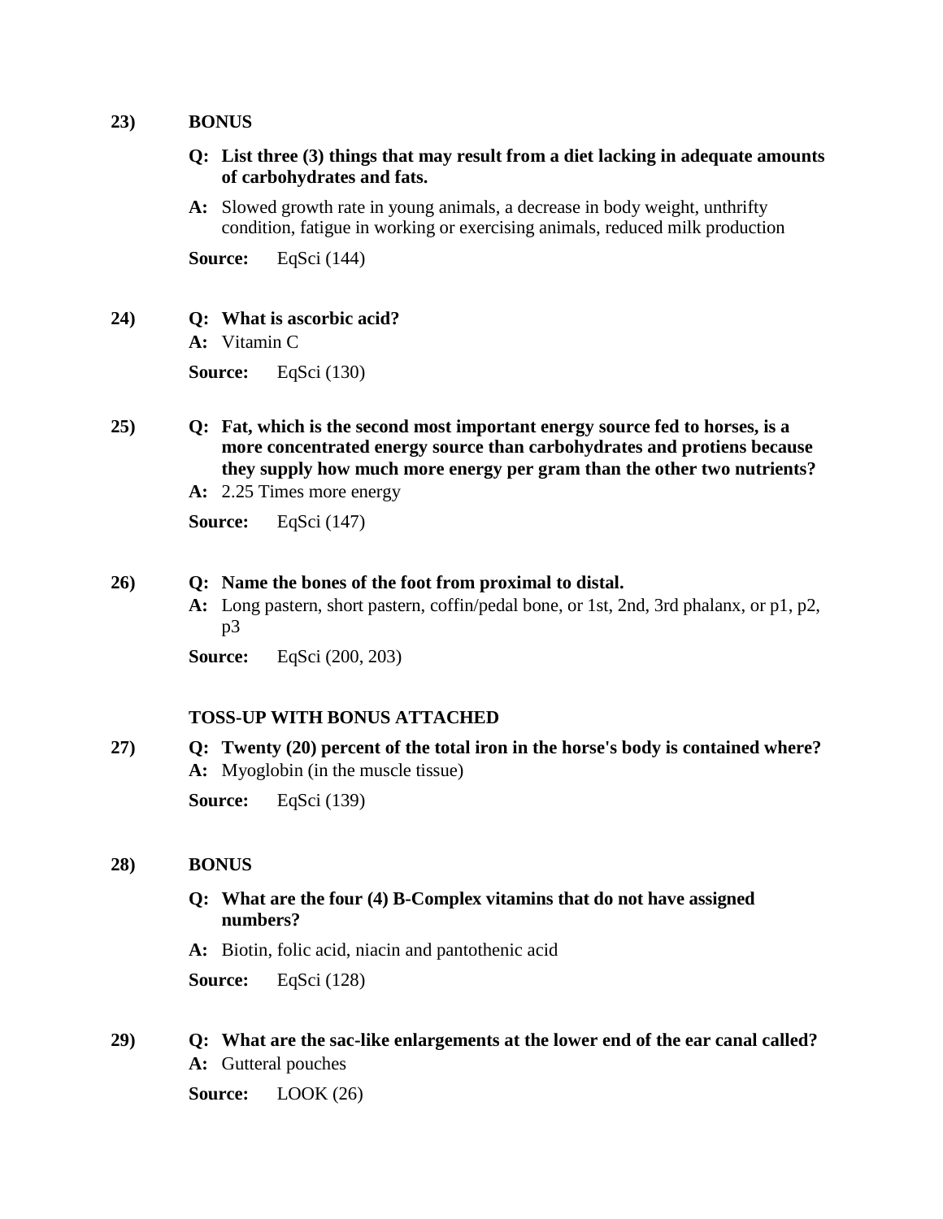**23)** **BONUS**

**Q: List three (3) things that may result from a diet lacking in adequate amounts of carbohydrates and fats.**

**A:** Slowed growth rate in young animals, a decrease in body weight, unthrifty condition, fatigue in working or exercising animals, reduced milk production

**Source:** EqSci (144)

**24)** **Q: What is ascorbic acid?**

**A:** Vitamin C

**Source:** EqSci (130)

**25)** **Q: Fat, which is the second most important energy source fed to horses, is a more concentrated energy source than carbohydrates and protiens because they supply how much more energy per gram than the other two nutrients?**

**A:** 2.25 Times more energy

**Source:** EqSci (147)

**26)** **Q: Name the bones of the foot from proximal to distal.**

**A:** Long pastern, short pastern, coffin/pedal bone, or 1st, 2nd, 3rd phalanx, or p1, p2, p3

**Source:** EqSci (200, 203)

**TOSS-UP WITH BONUS ATTACHED**

**27)** **Q: Twenty (20) percent of the total iron in the horse's body is contained where?**

**A:** Myoglobin (in the muscle tissue)

**Source:** EqSci (139)

**28)** **BONUS**

**Q: What are the four (4) B-Complex vitamins that do not have assigned numbers?**

**A:** Biotin, folic acid, niacin and pantothenic acid

**Source:** EqSci (128)

**29)** **Q: What are the sac-like enlargements at the lower end of the ear canal called?**

**A:** Gutteral pouches

**Source:** LOOK (26)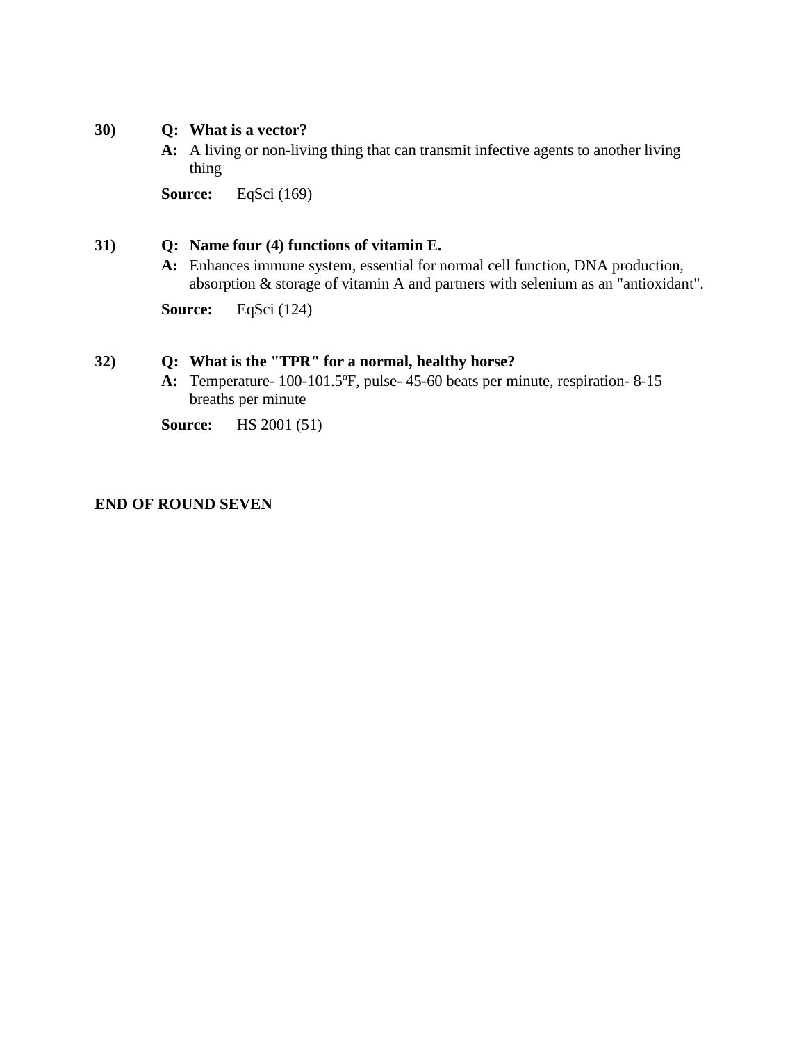**30)** **Q: What is a vector?**

**A:** A living or non-living thing that can transmit infective agents to another living thing

**Source:** EqSci (169)

**31)** **Q: Name four (4) functions of vitamin E.**

**A:** Enhances immune system, essential for normal cell function, DNA production, absorption & storage of vitamin A and partners with selenium as an "antioxidant".

**Source:** EqSci (124)

**32)** **Q: What is the "TPR" for a normal, healthy horse?**

**A:** Temperature- 100-101.5ºF, pulse- 45-60 beats per minute, respiration- 8-15 breaths per minute

**Source:** HS 2001 (51)

**END OF ROUND SEVEN**